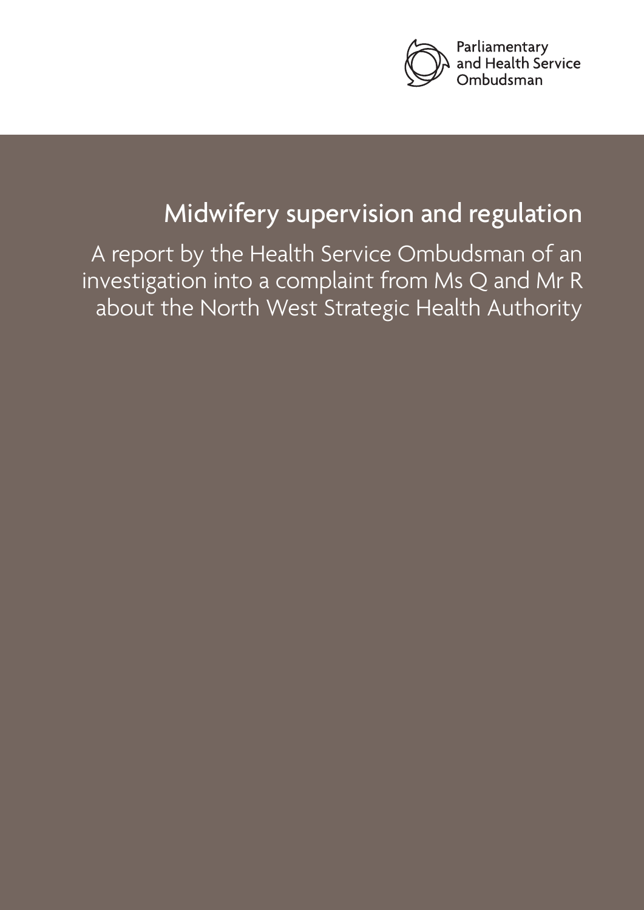Parliamentary and Health Service Ombudsman

# Midwifery supervision and regulation

A report by the Health Service Ombudsman of an investigation into a complaint from Ms Q and Mr R about the North West Strategic Health Authority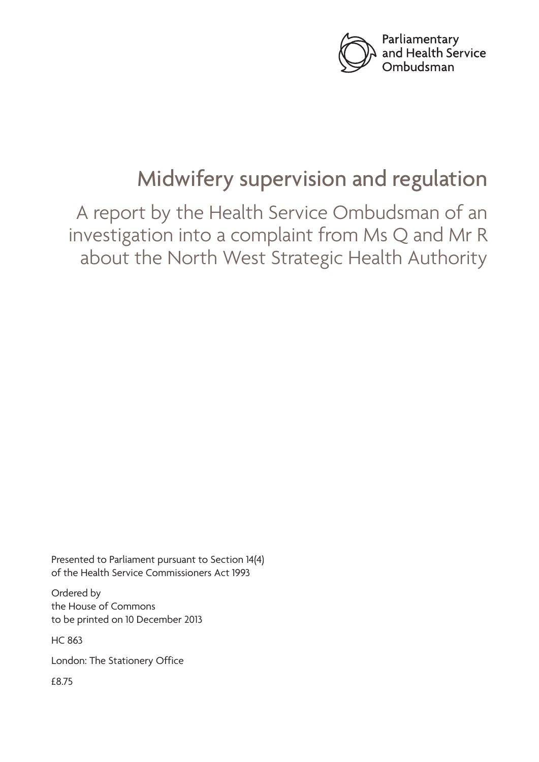Parliamentary and Health Service Ombudsman

# Midwifery supervision and regulation

## A report by the Health Service Ombudsman of an investigation into a complaint from Ms Q and Mr R about the North West Strategic Health Authority

Presented to Parliament pursuant to Section 14(4) of the Health Service Commissioners Act 1993

Ordered by
the House of Commons
to be printed on 10 December 2013

HC 863

London: The Stationery Office

£8.75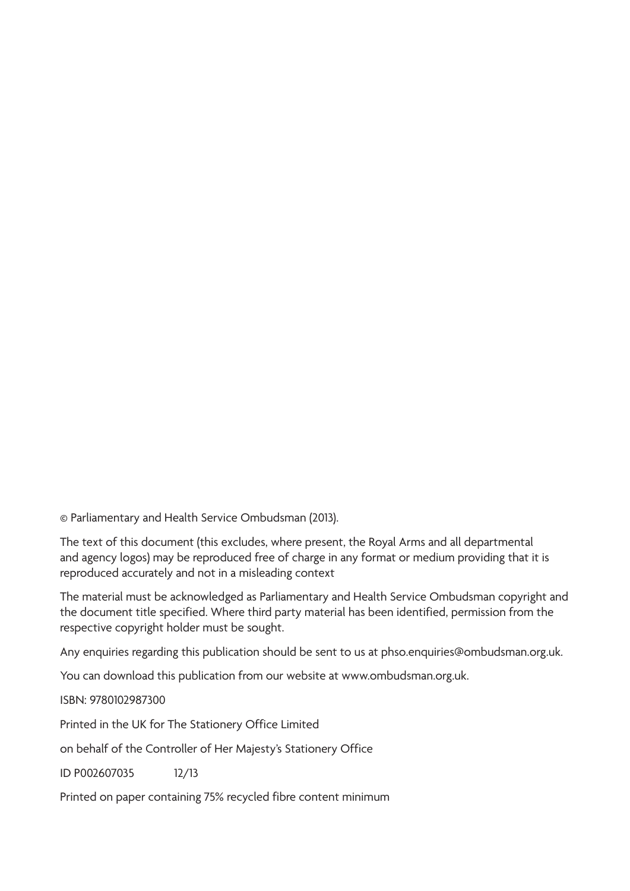© Parliamentary and Health Service Ombudsman (2013).

The text of this document (this excludes, where present, the Royal Arms and all departmental and agency logos) may be reproduced free of charge in any format or medium providing that it is reproduced accurately and not in a misleading context

The material must be acknowledged as Parliamentary and Health Service Ombudsman copyright and the document title specified. Where third party material has been identified, permission from the respective copyright holder must be sought.

Any enquiries regarding this publication should be sent to us at phso.enquiries@ombudsman.org.uk.

You can download this publication from our website at www.ombudsman.org.uk.

ISBN: 9780102987300

Printed in the UK for The Stationery Office Limited

on behalf of the Controller of Her Majesty's Stationery Office

ID P002607035 12/13

Printed on paper containing 75% recycled fibre content minimum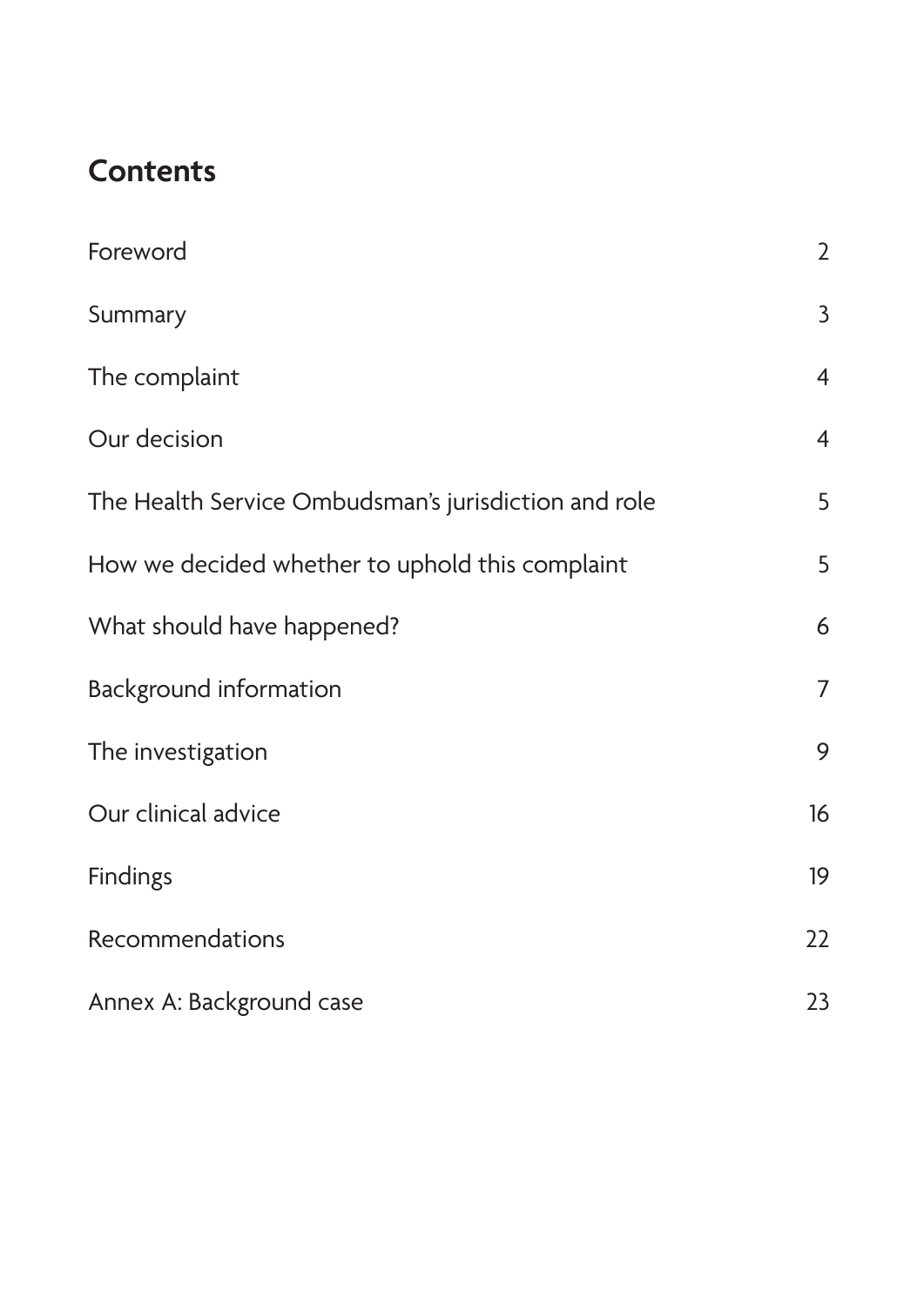## Contents

| | |
|---|---|
| Foreword | 2 |
| Summary | 3 |
| The complaint | 4 |
| Our decision | 4 |
| The Health Service Ombudsman's jurisdiction and role | 5 |
| How we decided whether to uphold this complaint | 5 |
| What should have happened? | 6 |
| Background information | 7 |
| The investigation | 9 |
| Our clinical advice | 16 |
| Findings | 19 |
| Recommendations | 22 |
| Annex A: Background case | 23 |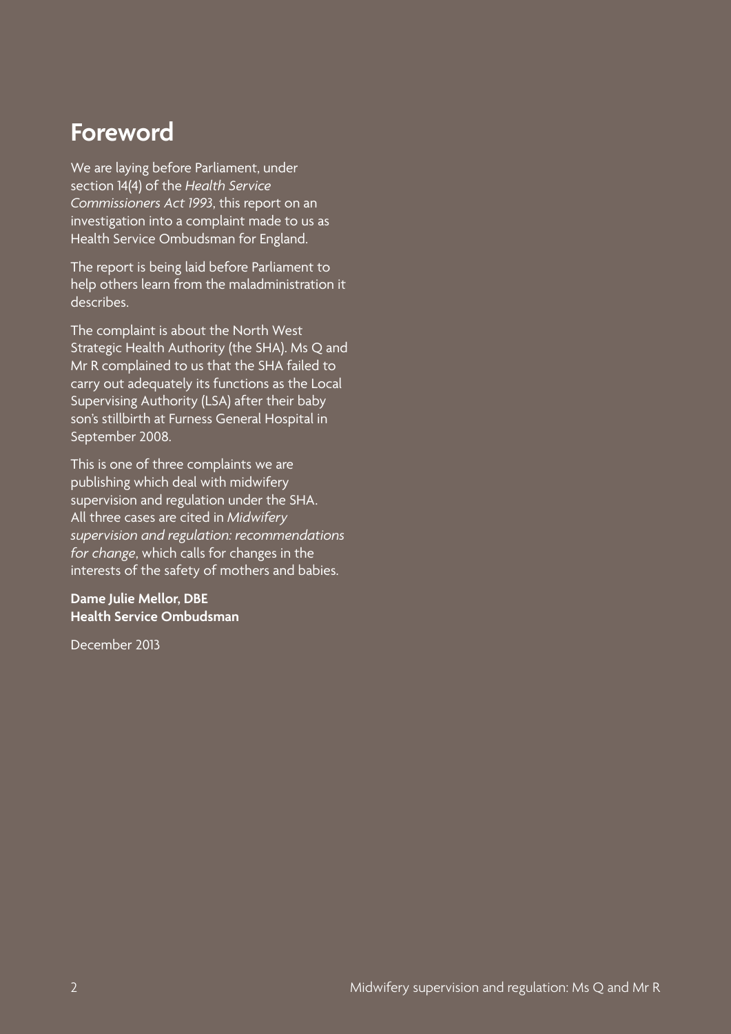# Foreword

We are laying before Parliament, under section 14(4) of the *Health Service Commissioners Act 1993*, this report on an investigation into a complaint made to us as Health Service Ombudsman for England.

The report is being laid before Parliament to help others learn from the maladministration it describes.

The complaint is about the North West Strategic Health Authority (the SHA). Ms Q and Mr R complained to us that the SHA failed to carry out adequately its functions as the Local Supervising Authority (LSA) after their baby son's stillbirth at Furness General Hospital in September 2008.

This is one of three complaints we are publishing which deal with midwifery supervision and regulation under the SHA. All three cases are cited in *Midwifery supervision and regulation: recommendations for change*, which calls for changes in the interests of the safety of mothers and babies.

**Dame Julie Mellor, DBE**
**Health Service Ombudsman**

December 2013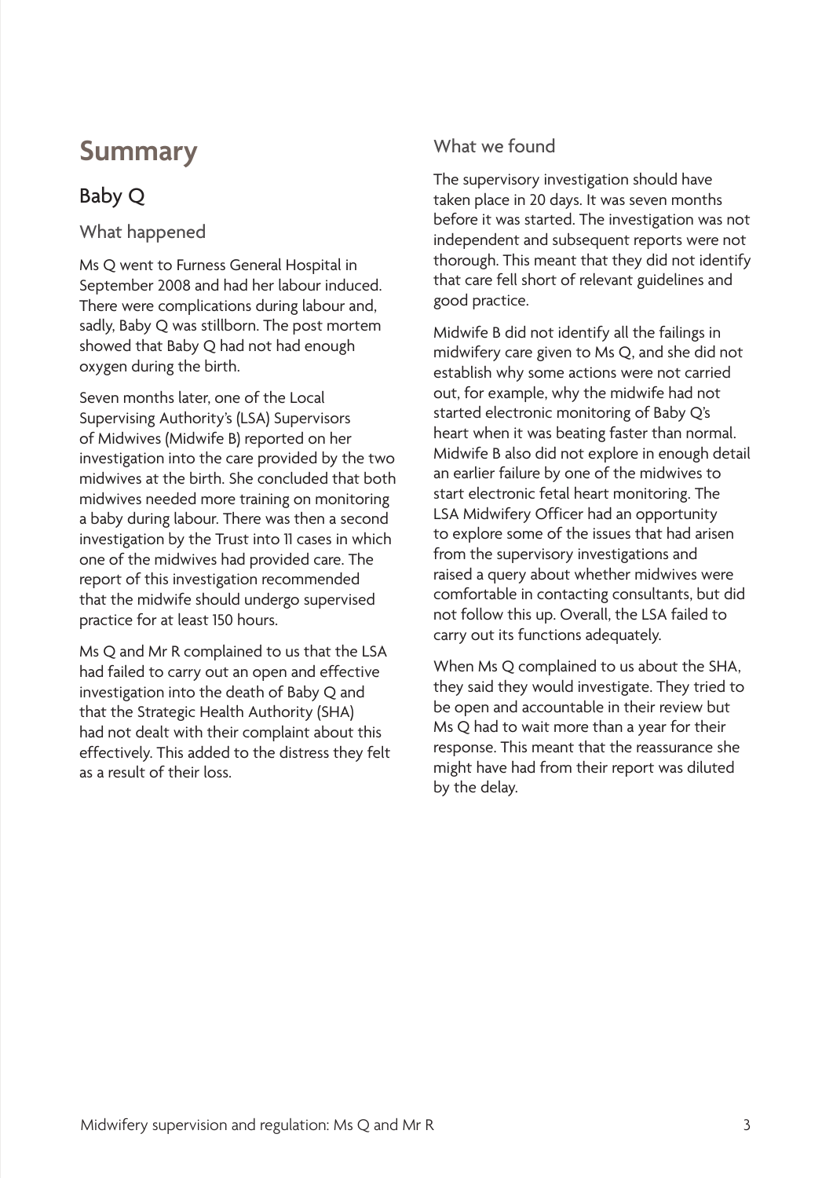# Summary

## Baby Q

### What happened

Ms Q went to Furness General Hospital in September 2008 and had her labour induced. There were complications during labour and, sadly, Baby Q was stillborn. The post mortem showed that Baby Q had not had enough oxygen during the birth.

Seven months later, one of the Local Supervising Authority's (LSA) Supervisors of Midwives (Midwife B) reported on her investigation into the care provided by the two midwives at the birth. She concluded that both midwives needed more training on monitoring a baby during labour. There was then a second investigation by the Trust into 11 cases in which one of the midwives had provided care. The report of this investigation recommended that the midwife should undergo supervised practice for at least 150 hours.

Ms Q and Mr R complained to us that the LSA had failed to carry out an open and effective investigation into the death of Baby Q and that the Strategic Health Authority (SHA) had not dealt with their complaint about this effectively. This added to the distress they felt as a result of their loss.

### What we found

The supervisory investigation should have taken place in 20 days. It was seven months before it was started. The investigation was not independent and subsequent reports were not thorough. This meant that they did not identify that care fell short of relevant guidelines and good practice.

Midwife B did not identify all the failings in midwifery care given to Ms Q, and she did not establish why some actions were not carried out, for example, why the midwife had not started electronic monitoring of Baby Q's heart when it was beating faster than normal. Midwife B also did not explore in enough detail an earlier failure by one of the midwives to start electronic fetal heart monitoring. The LSA Midwifery Officer had an opportunity to explore some of the issues that had arisen from the supervisory investigations and raised a query about whether midwives were comfortable in contacting consultants, but did not follow this up. Overall, the LSA failed to carry out its functions adequately.

When Ms Q complained to us about the SHA, they said they would investigate. They tried to be open and accountable in their review but Ms Q had to wait more than a year for their response. This meant that the reassurance she might have had from their report was diluted by the delay.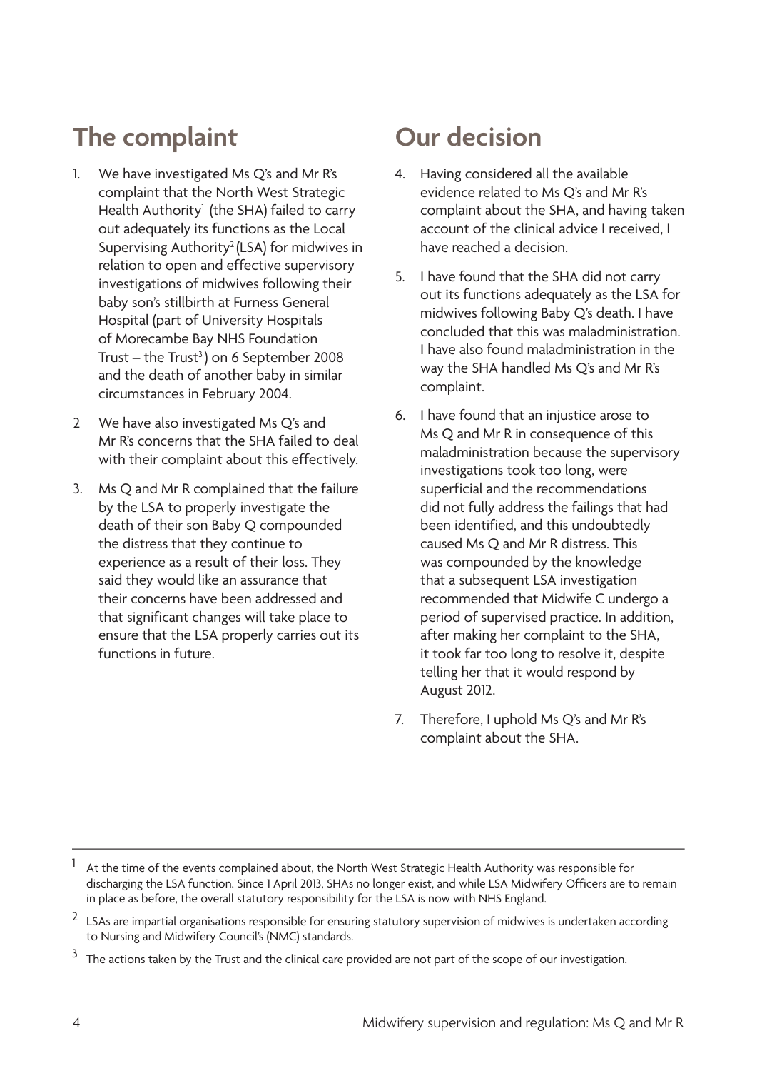## The complaint

1. We have investigated Ms Q's and Mr R's complaint that the North West Strategic Health Authority[1] (the SHA) failed to carry out adequately its functions as the Local Supervising Authority[2] (LSA) for midwives in relation to open and effective supervisory investigations of midwives following their baby son's stillbirth at Furness General Hospital (part of University Hospitals of Morecambe Bay NHS Foundation Trust – the Trust[3]) on 6 September 2008 and the death of another baby in similar circumstances in February 2004.

2. We have also investigated Ms Q's and Mr R's concerns that the SHA failed to deal with their complaint about this effectively.

3. Ms Q and Mr R complained that the failure by the LSA to properly investigate the death of their son Baby Q compounded the distress that they continue to experience as a result of their loss. They said they would like an assurance that their concerns have been addressed and that significant changes will take place to ensure that the LSA properly carries out its functions in future.

## Our decision

4. Having considered all the available evidence related to Ms Q's and Mr R's complaint about the SHA, and having taken account of the clinical advice I received, I have reached a decision.

5. I have found that the SHA did not carry out its functions adequately as the LSA for midwives following Baby Q's death. I have concluded that this was maladministration. I have also found maladministration in the way the SHA handled Ms Q's and Mr R's complaint.

6. I have found that an injustice arose to Ms Q and Mr R in consequence of this maladministration because the supervisory investigations took too long, were superficial and the recommendations did not fully address the failings that had been identified, and this undoubtedly caused Ms Q and Mr R distress. This was compounded by the knowledge that a subsequent LSA investigation recommended that Midwife C undergo a period of supervised practice. In addition, after making her complaint to the SHA, it took far too long to resolve it, despite telling her that it would respond by August 2012.

7. Therefore, I uphold Ms Q's and Mr R's complaint about the SHA.

---

[1] At the time of the events complained about, the North West Strategic Health Authority was responsible for discharging the LSA function. Since 1 April 2013, SHAs no longer exist, and while LSA Midwifery Officers are to remain in place as before, the overall statutory responsibility for the LSA is now with NHS England.

[2] LSAs are impartial organisations responsible for ensuring statutory supervision of midwives is undertaken according to Nursing and Midwifery Council's (NMC) standards.

[3] The actions taken by the Trust and the clinical care provided are not part of the scope of our investigation.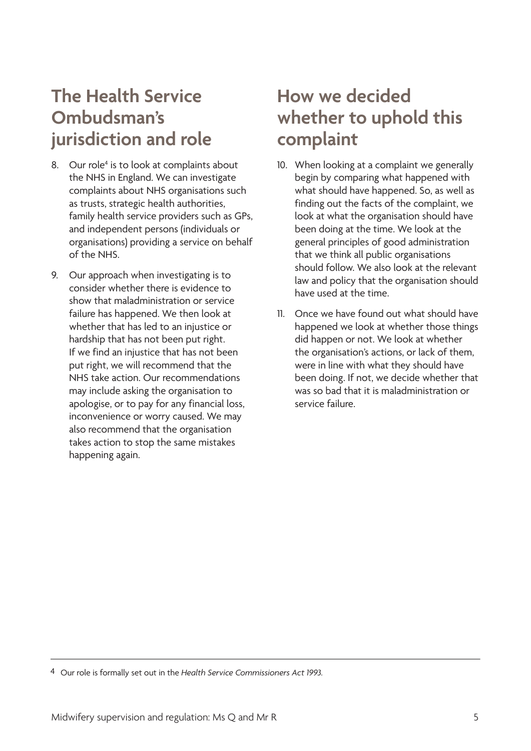## The Health Service Ombudsman's jurisdiction and role

8. Our role[4] is to look at complaints about the NHS in England. We can investigate complaints about NHS organisations such as trusts, strategic health authorities, family health service providers such as GPs, and independent persons (individuals or organisations) providing a service on behalf of the NHS.

9. Our approach when investigating is to consider whether there is evidence to show that maladministration or service failure has happened. We then look at whether that has led to an injustice or hardship that has not been put right. If we find an injustice that has not been put right, we will recommend that the NHS take action. Our recommendations may include asking the organisation to apologise, or to pay for any financial loss, inconvenience or worry caused. We may also recommend that the organisation takes action to stop the same mistakes happening again.

## How we decided whether to uphold this complaint

10. When looking at a complaint we generally begin by comparing what happened with what should have happened. So, as well as finding out the facts of the complaint, we look at what the organisation should have been doing at the time. We look at the general principles of good administration that we think all public organisations should follow. We also look at the relevant law and policy that the organisation should have used at the time.

11. Once we have found out what should have happened we look at whether those things did happen or not. We look at whether the organisation's actions, or lack of them, were in line with what they should have been doing. If not, we decide whether that was so bad that it is maladministration or service failure.

---

4 Our role is formally set out in the *Health Service Commissioners Act 1993.*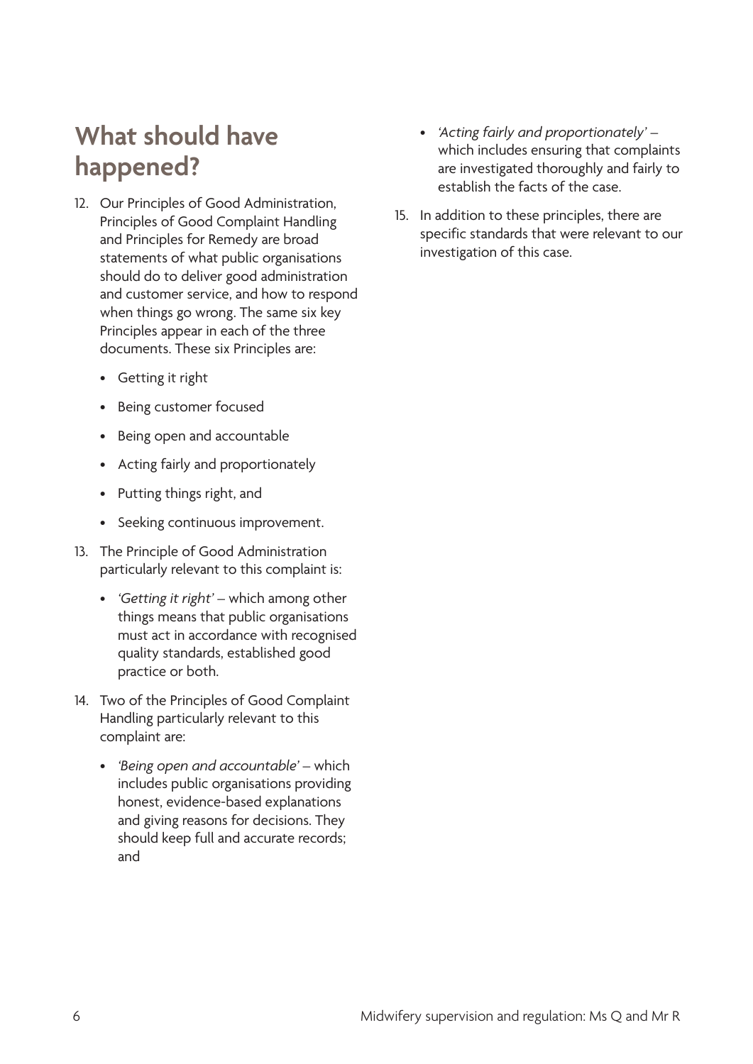## What should have happened?

12. Our Principles of Good Administration, Principles of Good Complaint Handling and Principles for Remedy are broad statements of what public organisations should do to deliver good administration and customer service, and how to respond when things go wrong. The same six key Principles appear in each of the three documents. These six Principles are:

    - Getting it right
    - Being customer focused
    - Being open and accountable
    - Acting fairly and proportionately
    - Putting things right, and
    - Seeking continuous improvement.

13. The Principle of Good Administration particularly relevant to this complaint is:

    - *'Getting it right'* – which among other things means that public organisations must act in accordance with recognised quality standards, established good practice or both.

14. Two of the Principles of Good Complaint Handling particularly relevant to this complaint are:

    - *'Being open and accountable'* – which includes public organisations providing honest, evidence-based explanations and giving reasons for decisions. They should keep full and accurate records; and
    - *'Acting fairly and proportionately'* – which includes ensuring that complaints are investigated thoroughly and fairly to establish the facts of the case.

15. In addition to these principles, there are specific standards that were relevant to our investigation of this case.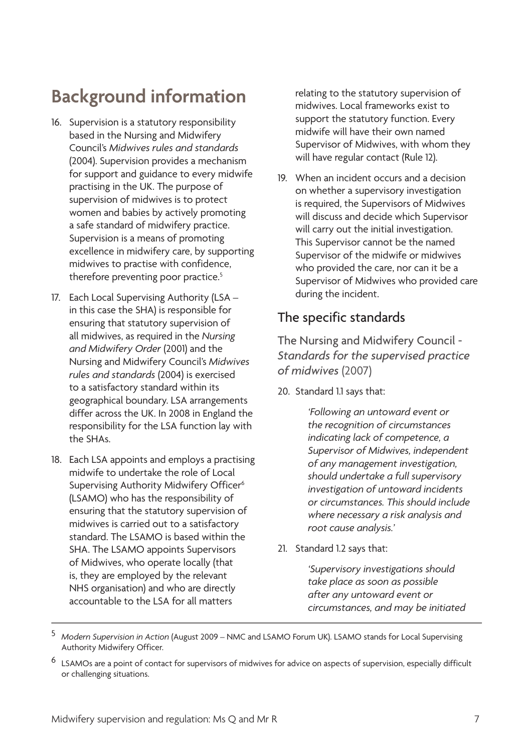# Background information

16. Supervision is a statutory responsibility based in the Nursing and Midwifery Council's *Midwives rules and standards* (2004). Supervision provides a mechanism for support and guidance to every midwife practising in the UK. The purpose of supervision of midwives is to protect women and babies by actively promoting a safe standard of midwifery practice. Supervision is a means of promoting excellence in midwifery care, by supporting midwives to practise with confidence, therefore preventing poor practice.[5]

17. Each Local Supervising Authority (LSA – in this case the SHA) is responsible for ensuring that statutory supervision of all midwives, as required in the *Nursing and Midwifery Order* (2001) and the Nursing and Midwifery Council's *Midwives rules and standards* (2004) is exercised to a satisfactory standard within its geographical boundary. LSA arrangements differ across the UK. In 2008 in England the responsibility for the LSA function lay with the SHAs.

18. Each LSA appoints and employs a practising midwife to undertake the role of Local Supervising Authority Midwifery Officer[6] (LSAMO) who has the responsibility of ensuring that the statutory supervision of midwives is carried out to a satisfactory standard. The LSAMO is based within the SHA. The LSAMO appoints Supervisors of Midwives, who operate locally (that is, they are employed by the relevant NHS organisation) and who are directly accountable to the LSA for all matters relating to the statutory supervision of midwives. Local frameworks exist to support the statutory function. Every midwife will have their own named Supervisor of Midwives, with whom they will have regular contact (Rule 12).

19. When an incident occurs and a decision on whether a supervisory investigation is required, the Supervisors of Midwives will discuss and decide which Supervisor will carry out the initial investigation. This Supervisor cannot be the named Supervisor of the midwife or midwives who provided the care, nor can it be a Supervisor of Midwives who provided care during the incident.

## The specific standards

### The Nursing and Midwifery Council - *Standards for the supervised practice of midwives* (2007)

20. Standard 1.1 says that:

> *'Following an untoward event or the recognition of circumstances indicating lack of competence, a Supervisor of Midwives, independent of any management investigation, should undertake a full supervisory investigation of untoward incidents or circumstances. This should include where necessary a risk analysis and root cause analysis.'*

21. Standard 1.2 says that:

> *'Supervisory investigations should take place as soon as possible after any untoward event or circumstances, and may be initiated*

---

5 *Modern Supervision in Action* (August 2009 – NMC and LSAMO Forum UK). LSAMO stands for Local Supervising Authority Midwifery Officer.

6 LSAMOs are a point of contact for supervisors of midwives for advice on aspects of supervision, especially difficult or challenging situations.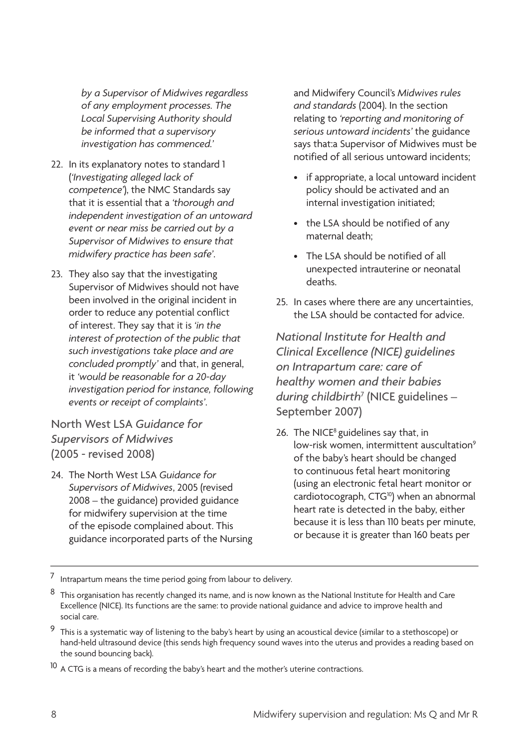*by a Supervisor of Midwives regardless of any employment processes. The Local Supervising Authority should be informed that a supervisory investigation has commenced.'*

22. In its explanatory notes to standard 1 (*'Investigating alleged lack of competence'*), the NMC Standards say that it is essential that a *'thorough and independent investigation of an untoward event or near miss be carried out by a Supervisor of Midwives to ensure that midwifery practice has been safe'*.

23. They also say that the investigating Supervisor of Midwives should not have been involved in the original incident in order to reduce any potential conflict of interest. They say that it is *'in the interest of protection of the public that such investigations take place and are concluded promptly'* and that, in general, it *'would be reasonable for a 20-day investigation period for instance, following events or receipt of complaints'*.

## North West LSA *Guidance for Supervisors of Midwives* (2005 - revised 2008)

24. The North West LSA *Guidance for Supervisors of Midwives*, 2005 (revised 2008 – the guidance) provided guidance for midwifery supervision at the time of the episode complained about. This guidance incorporated parts of the Nursing and Midwifery Council's *Midwives rules and standards* (2004). In the section relating to *'reporting and monitoring of serious untoward incidents'* the guidance says that:a Supervisor of Midwives must be notified of all serious untoward incidents;

    - if appropriate, a local untoward incident policy should be activated and an internal investigation initiated;
    - the LSA should be notified of any maternal death;
    - The LSA should be notified of all unexpected intrauterine or neonatal deaths.

25. In cases where there are any uncertainties, the LSA should be contacted for advice.

## *National Institute for Health and Clinical Excellence (NICE) guidelines on Intrapartum care: care of healthy women and their babies during childbirth*[7] (NICE guidelines – September 2007)

26. The NICE[8] guidelines say that, in low-risk women, intermittent auscultation[9] of the baby's heart should be changed to continuous fetal heart monitoring (using an electronic fetal heart monitor or cardiotocograph, CTG[10]) when an abnormal heart rate is detected in the baby, either because it is less than 110 beats per minute, or because it is greater than 160 beats per

---

[7] Intrapartum means the time period going from labour to delivery.

[8] This organisation has recently changed its name, and is now known as the National Institute for Health and Care Excellence (NICE). Its functions are the same: to provide national guidance and advice to improve health and social care.

[9] This is a systematic way of listening to the baby's heart by using an acoustical device (similar to a stethoscope) or hand-held ultrasound device (this sends high frequency sound waves into the uterus and provides a reading based on the sound bouncing back).

[10] A CTG is a means of recording the baby's heart and the mother's uterine contractions.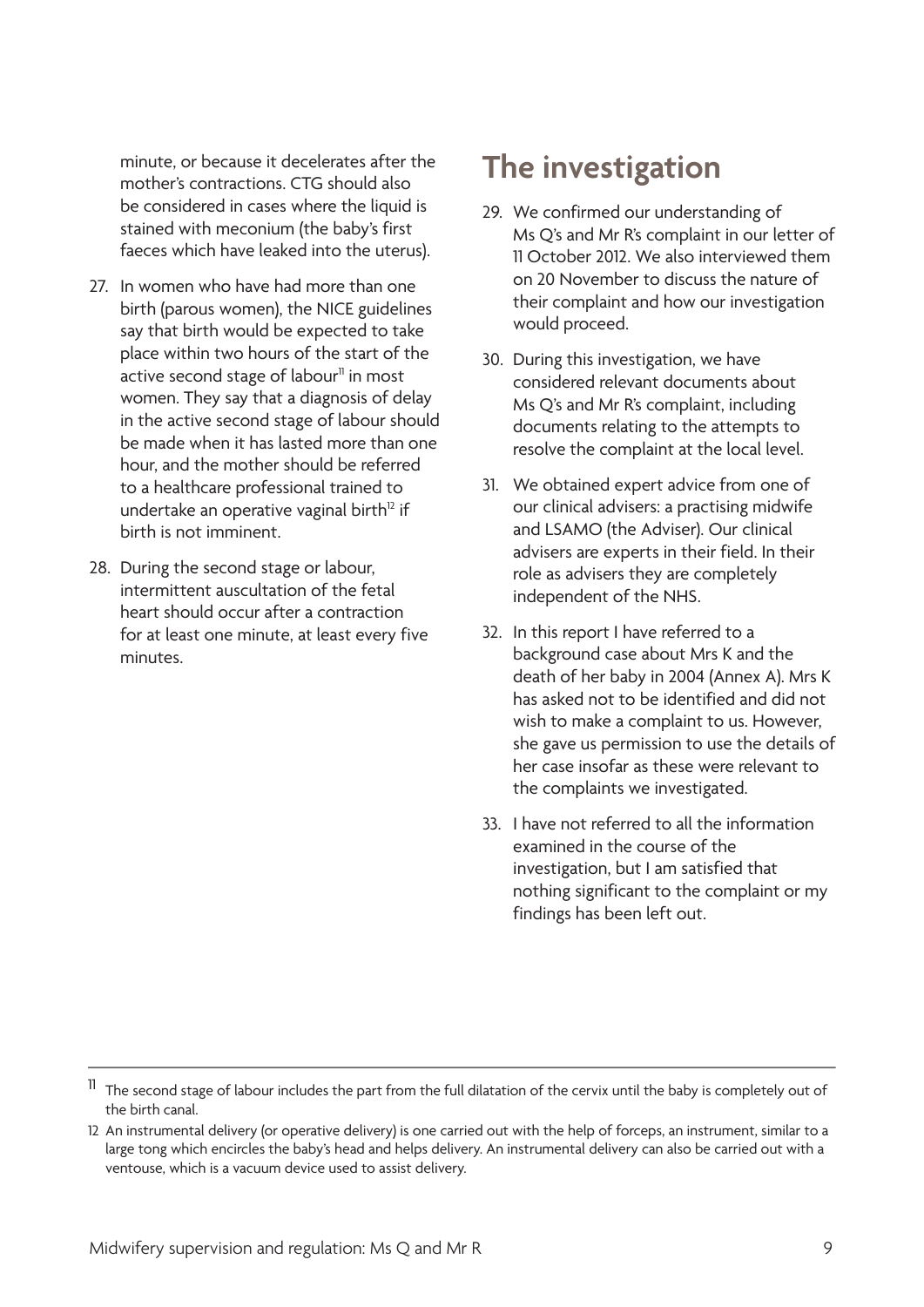minute, or because it decelerates after the mother's contractions. CTG should also be considered in cases where the liquid is stained with meconium (the baby's first faeces which have leaked into the uterus).

27. In women who have had more than one birth (parous women), the NICE guidelines say that birth would be expected to take place within two hours of the start of the active second stage of labour[11] in most women. They say that a diagnosis of delay in the active second stage of labour should be made when it has lasted more than one hour, and the mother should be referred to a healthcare professional trained to undertake an operative vaginal birth[12] if birth is not imminent.

28. During the second stage or labour, intermittent auscultation of the fetal heart should occur after a contraction for at least one minute, at least every five minutes.

# The investigation

29. We confirmed our understanding of Ms Q's and Mr R's complaint in our letter of 11 October 2012. We also interviewed them on 20 November to discuss the nature of their complaint and how our investigation would proceed.

30. During this investigation, we have considered relevant documents about Ms Q's and Mr R's complaint, including documents relating to the attempts to resolve the complaint at the local level.

31. We obtained expert advice from one of our clinical advisers: a practising midwife and LSAMO (the Adviser). Our clinical advisers are experts in their field. In their role as advisers they are completely independent of the NHS.

32. In this report I have referred to a background case about Mrs K and the death of her baby in 2004 (Annex A). Mrs K has asked not to be identified and did not wish to make a complaint to us. However, she gave us permission to use the details of her case insofar as these were relevant to the complaints we investigated.

33. I have not referred to all the information examined in the course of the investigation, but I am satisfied that nothing significant to the complaint or my findings has been left out.

---

[11] The second stage of labour includes the part from the full dilatation of the cervix until the baby is completely out of the birth canal.

[12] An instrumental delivery (or operative delivery) is one carried out with the help of forceps, an instrument, similar to a large tong which encircles the baby's head and helps delivery. An instrumental delivery can also be carried out with a ventouse, which is a vacuum device used to assist delivery.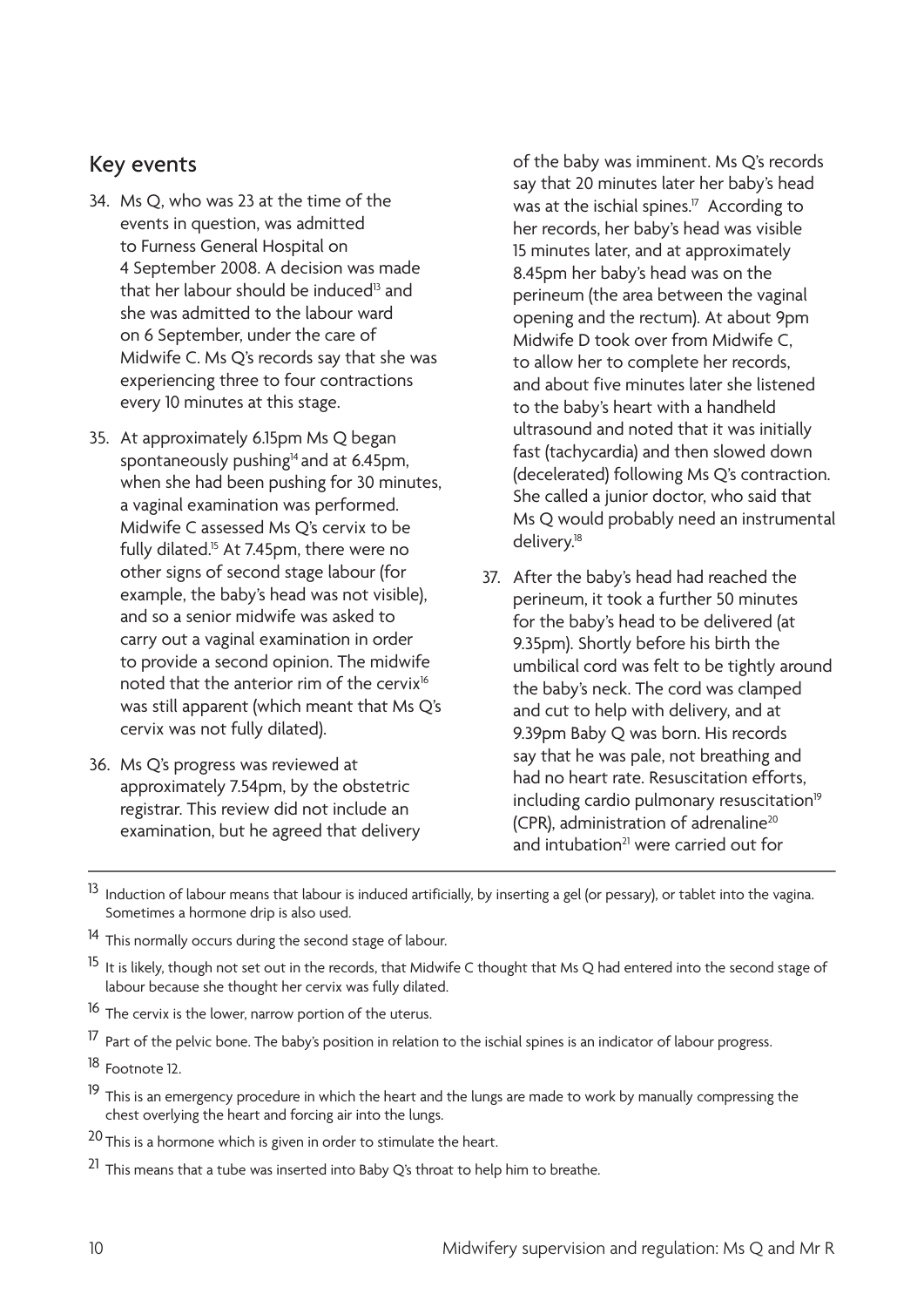## Key events

34. Ms Q, who was 23 at the time of the events in question, was admitted to Furness General Hospital on 4 September 2008. A decision was made that her labour should be induced[13] and she was admitted to the labour ward on 6 September, under the care of Midwife C. Ms Q's records say that she was experiencing three to four contractions every 10 minutes at this stage.

35. At approximately 6.15pm Ms Q began spontaneously pushing[14] and at 6.45pm, when she had been pushing for 30 minutes, a vaginal examination was performed. Midwife C assessed Ms Q's cervix to be fully dilated.[15] At 7.45pm, there were no other signs of second stage labour (for example, the baby's head was not visible), and so a senior midwife was asked to carry out a vaginal examination in order to provide a second opinion. The midwife noted that the anterior rim of the cervix[16] was still apparent (which meant that Ms Q's cervix was not fully dilated).

36. Ms Q's progress was reviewed at approximately 7.54pm, by the obstetric registrar. This review did not include an examination, but he agreed that delivery of the baby was imminent. Ms Q's records say that 20 minutes later her baby's head was at the ischial spines.[17] According to her records, her baby's head was visible 15 minutes later, and at approximately 8.45pm her baby's head was on the perineum (the area between the vaginal opening and the rectum). At about 9pm Midwife D took over from Midwife C, to allow her to complete her records, and about five minutes later she listened to the baby's heart with a handheld ultrasound and noted that it was initially fast (tachycardia) and then slowed down (decelerated) following Ms Q's contraction. She called a junior doctor, who said that Ms Q would probably need an instrumental delivery.[18]

37. After the baby's head had reached the perineum, it took a further 50 minutes for the baby's head to be delivered (at 9.35pm). Shortly before his birth the umbilical cord was felt to be tightly around the baby's neck. The cord was clamped and cut to help with delivery, and at 9.39pm Baby Q was born. His records say that he was pale, not breathing and had no heart rate. Resuscitation efforts, including cardio pulmonary resuscitation[19] (CPR), administration of adrenaline[20] and intubation[21] were carried out for

---

[13] Induction of labour means that labour is induced artificially, by inserting a gel (or pessary), or tablet into the vagina. Sometimes a hormone drip is also used.

[14] This normally occurs during the second stage of labour.

[15] It is likely, though not set out in the records, that Midwife C thought that Ms Q had entered into the second stage of labour because she thought her cervix was fully dilated.

[16] The cervix is the lower, narrow portion of the uterus.

[17] Part of the pelvic bone. The baby's position in relation to the ischial spines is an indicator of labour progress.

[18] Footnote 12.

[19] This is an emergency procedure in which the heart and the lungs are made to work by manually compressing the chest overlying the heart and forcing air into the lungs.

[20] This is a hormone which is given in order to stimulate the heart.

[21] This means that a tube was inserted into Baby Q's throat to help him to breathe.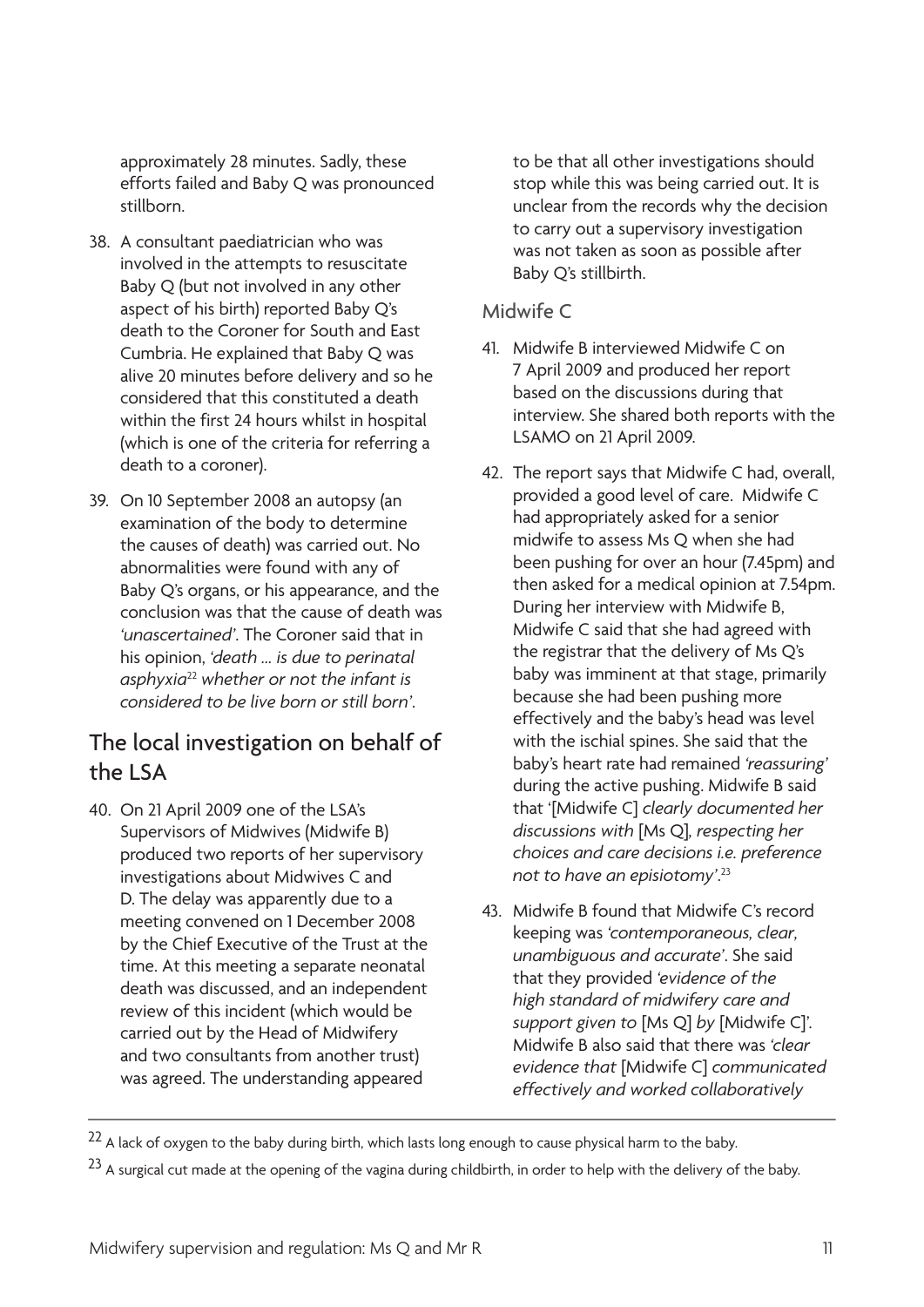approximately 28 minutes. Sadly, these efforts failed and Baby Q was pronounced stillborn.

38. A consultant paediatrician who was involved in the attempts to resuscitate Baby Q (but not involved in any other aspect of his birth) reported Baby Q's death to the Coroner for South and East Cumbria. He explained that Baby Q was alive 20 minutes before delivery and so he considered that this constituted a death within the first 24 hours whilst in hospital (which is one of the criteria for referring a death to a coroner).

39. On 10 September 2008 an autopsy (an examination of the body to determine the causes of death) was carried out. No abnormalities were found with any of Baby Q's organs, or his appearance, and the conclusion was that the cause of death was *'unascertained'*. The Coroner said that in his opinion, *'death ... is due to perinatal asphyxia*[22] *whether or not the infant is considered to be live born or still born'*.

## The local investigation on behalf of the LSA

40. On 21 April 2009 one of the LSA's Supervisors of Midwives (Midwife B) produced two reports of her supervisory investigations about Midwives C and D. The delay was apparently due to a meeting convened on 1 December 2008 by the Chief Executive of the Trust at the time. At this meeting a separate neonatal death was discussed, and an independent review of this incident (which would be carried out by the Head of Midwifery and two consultants from another trust) was agreed. The understanding appeared to be that all other investigations should stop while this was being carried out. It is unclear from the records why the decision to carry out a supervisory investigation was not taken as soon as possible after Baby Q's stillbirth.

### Midwife C

41. Midwife B interviewed Midwife C on 7 April 2009 and produced her report based on the discussions during that interview. She shared both reports with the LSAMO on 21 April 2009.

42. The report says that Midwife C had, overall, provided a good level of care. Midwife C had appropriately asked for a senior midwife to assess Ms Q when she had been pushing for over an hour (7.45pm) and then asked for a medical opinion at 7.54pm. During her interview with Midwife B, Midwife C said that she had agreed with the registrar that the delivery of Ms Q's baby was imminent at that stage, primarily because she had been pushing more effectively and the baby's head was level with the ischial spines. She said that the baby's heart rate had remained *'reassuring'* during the active pushing. Midwife B said that '[Midwife C] *clearly documented her discussions with* [Ms Q]*, respecting her choices and care decisions i.e. preference not to have an episiotomy'*.[23]

43. Midwife B found that Midwife C's record keeping was *'contemporaneous, clear, unambiguous and accurate'*. She said that they provided *'evidence of the high standard of midwifery care and support given to* [Ms Q] *by* [Midwife C]'. Midwife B also said that there was *'clear evidence that* [Midwife C] *communicated effectively and worked collaboratively*

---

[22] A lack of oxygen to the baby during birth, which lasts long enough to cause physical harm to the baby.

[23] A surgical cut made at the opening of the vagina during childbirth, in order to help with the delivery of the baby.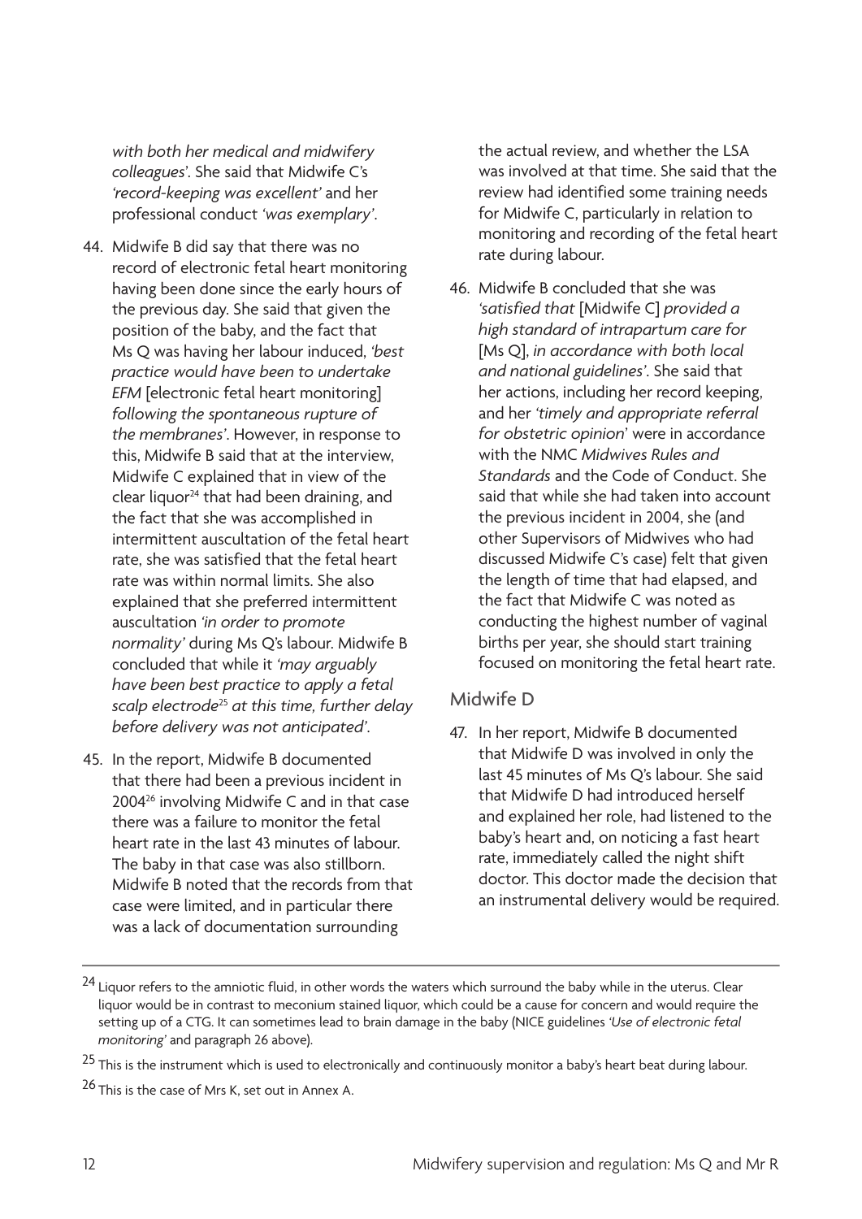*with both her medical and midwifery colleagues'*. She said that Midwife C's *'record-keeping was excellent'* and her professional conduct *'was exemplary'*.

44. Midwife B did say that there was no record of electronic fetal heart monitoring having been done since the early hours of the previous day. She said that given the position of the baby, and the fact that Ms Q was having her labour induced, *'best practice would have been to undertake EFM* [electronic fetal heart monitoring] *following the spontaneous rupture of the membranes'*. However, in response to this, Midwife B said that at the interview, Midwife C explained that in view of the clear liquor[24] that had been draining, and the fact that she was accomplished in intermittent auscultation of the fetal heart rate, she was satisfied that the fetal heart rate was within normal limits. She also explained that she preferred intermittent auscultation *'in order to promote normality'* during Ms Q's labour. Midwife B concluded that while it *'may arguably have been best practice to apply a fetal scalp electrode[25] at this time, further delay before delivery was not anticipated'*.

45. In the report, Midwife B documented that there had been a previous incident in 2004[26] involving Midwife C and in that case there was a failure to monitor the fetal heart rate in the last 43 minutes of labour. The baby in that case was also stillborn. Midwife B noted that the records from that case were limited, and in particular there was a lack of documentation surrounding the actual review, and whether the LSA was involved at that time. She said that the review had identified some training needs for Midwife C, particularly in relation to monitoring and recording of the fetal heart rate during labour.

46. Midwife B concluded that she was *'satisfied that* [Midwife C] *provided a high standard of intrapartum care for* [Ms Q], *in accordance with both local and national guidelines'*. She said that her actions, including her record keeping, and her *'timely and appropriate referral for obstetric opinion'* were in accordance with the NMC *Midwives Rules and Standards* and the Code of Conduct. She said that while she had taken into account the previous incident in 2004, she (and other Supervisors of Midwives who had discussed Midwife C's case) felt that given the length of time that had elapsed, and the fact that Midwife C was noted as conducting the highest number of vaginal births per year, she should start training focused on monitoring the fetal heart rate.

## Midwife D

47. In her report, Midwife B documented that Midwife D was involved in only the last 45 minutes of Ms Q's labour. She said that Midwife D had introduced herself and explained her role, had listened to the baby's heart and, on noticing a fast heart rate, immediately called the night shift doctor. This doctor made the decision that an instrumental delivery would be required.

---

[24] Liquor refers to the amniotic fluid, in other words the waters which surround the baby while in the uterus. Clear liquor would be in contrast to meconium stained liquor, which could be a cause for concern and would require the setting up of a CTG. It can sometimes lead to brain damage in the baby (NICE guidelines *'Use of electronic fetal monitoring'* and paragraph 26 above).

[25] This is the instrument which is used to electronically and continuously monitor a baby's heart beat during labour.

[26] This is the case of Mrs K, set out in Annex A.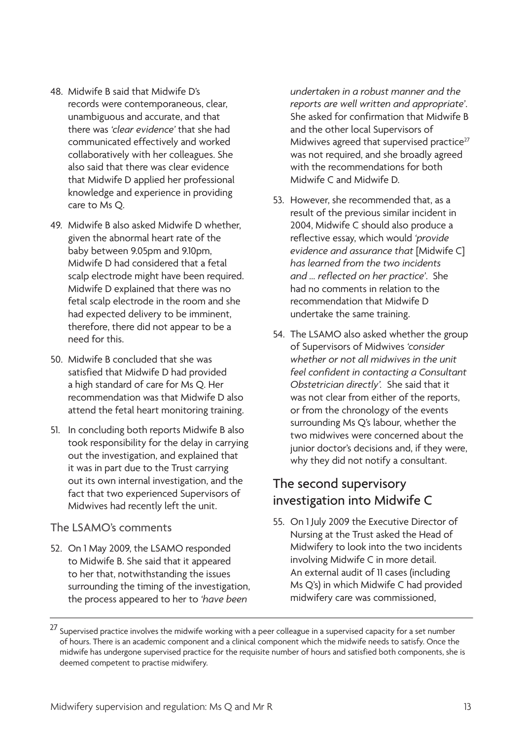48. Midwife B said that Midwife D's records were contemporaneous, clear, unambiguous and accurate, and that there was *'clear evidence'* that she had communicated effectively and worked collaboratively with her colleagues. She also said that there was clear evidence that Midwife D applied her professional knowledge and experience in providing care to Ms Q.

49. Midwife B also asked Midwife D whether, given the abnormal heart rate of the baby between 9.05pm and 9.10pm, Midwife D had considered that a fetal scalp electrode might have been required. Midwife D explained that there was no fetal scalp electrode in the room and she had expected delivery to be imminent, therefore, there did not appear to be a need for this.

50. Midwife B concluded that she was satisfied that Midwife D had provided a high standard of care for Ms Q. Her recommendation was that Midwife D also attend the fetal heart monitoring training.

51. In concluding both reports Midwife B also took responsibility for the delay in carrying out the investigation, and explained that it was in part due to the Trust carrying out its own internal investigation, and the fact that two experienced Supervisors of Midwives had recently left the unit.

### The LSAMO's comments

52. On 1 May 2009, the LSAMO responded to Midwife B. She said that it appeared to her that, notwithstanding the issues surrounding the timing of the investigation, the process appeared to her to *'have been undertaken in a robust manner and the reports are well written and appropriate'*. She asked for confirmation that Midwife B and the other local Supervisors of Midwives agreed that supervised practice[27] was not required, and she broadly agreed with the recommendations for both Midwife C and Midwife D.

53. However, she recommended that, as a result of the previous similar incident in 2004, Midwife C should also produce a reflective essay, which would *'provide evidence and assurance that* [Midwife C] *has learned from the two incidents and … reflected on her practice'*. She had no comments in relation to the recommendation that Midwife D undertake the same training.

54. The LSAMO also asked whether the group of Supervisors of Midwives *'consider whether or not all midwives in the unit feel confident in contacting a Consultant Obstetrician directly'*. She said that it was not clear from either of the reports, or from the chronology of the events surrounding Ms Q's labour, whether the two midwives were concerned about the junior doctor's decisions and, if they were, why they did not notify a consultant.

## The second supervisory investigation into Midwife C

55. On 1 July 2009 the Executive Director of Nursing at the Trust asked the Head of Midwifery to look into the two incidents involving Midwife C in more detail. An external audit of 11 cases (including Ms Q's) in which Midwife C had provided midwifery care was commissioned,

---

[27] Supervised practice involves the midwife working with a peer colleague in a supervised capacity for a set number of hours. There is an academic component and a clinical component which the midwife needs to satisfy. Once the midwife has undergone supervised practice for the requisite number of hours and satisfied both components, she is deemed competent to practise midwifery.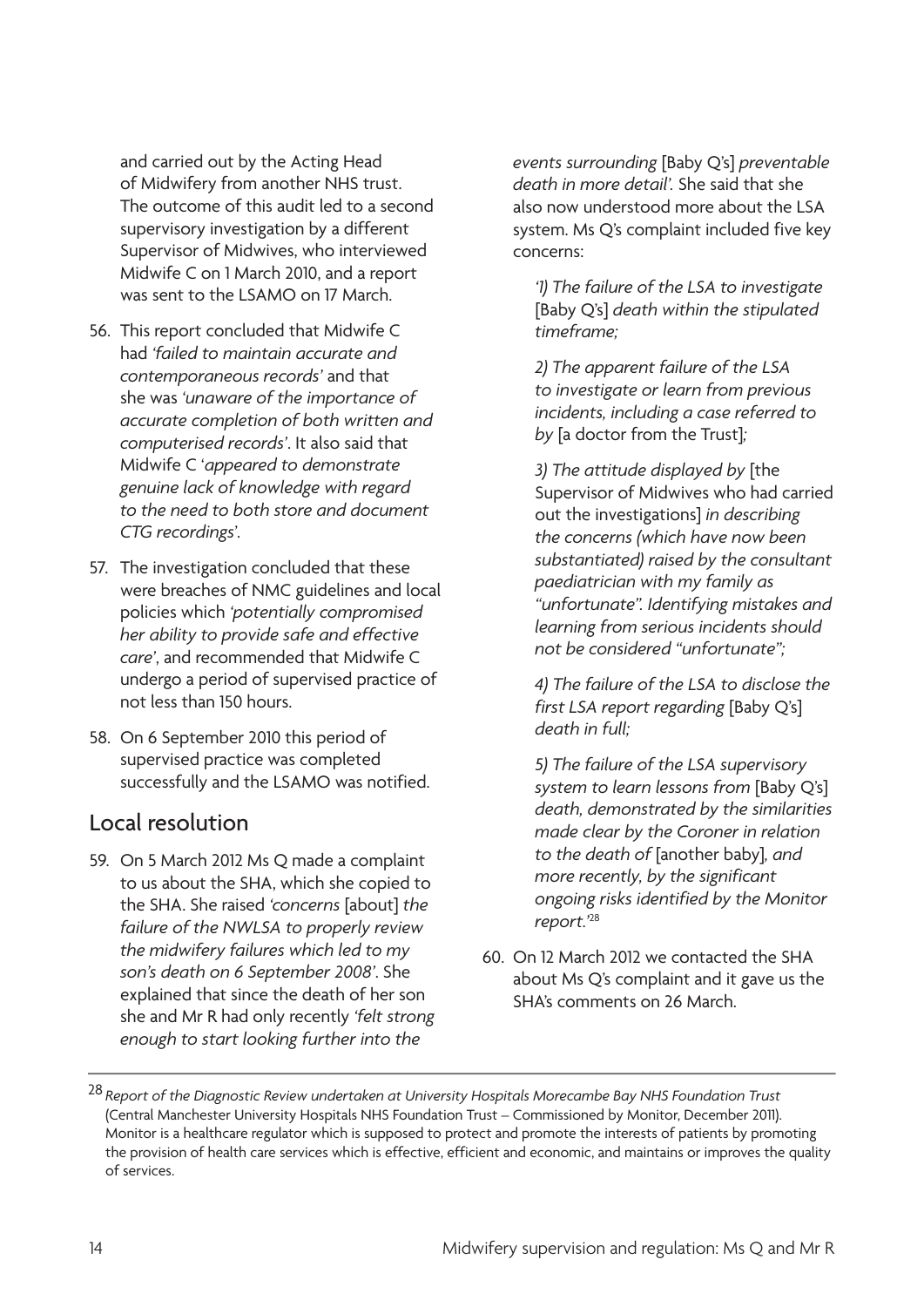and carried out by the Acting Head of Midwifery from another NHS trust. The outcome of this audit led to a second supervisory investigation by a different Supervisor of Midwives, who interviewed Midwife C on 1 March 2010, and a report was sent to the LSAMO on 17 March.

56. This report concluded that Midwife C had *'failed to maintain accurate and contemporaneous records'* and that she was *'unaware of the importance of accurate completion of both written and computerised records'*. It also said that Midwife C '*appeared to demonstrate genuine lack of knowledge with regard to the need to both store and document CTG recordings*'.

57. The investigation concluded that these were breaches of NMC guidelines and local policies which *'potentially compromised her ability to provide safe and effective care'*, and recommended that Midwife C undergo a period of supervised practice of not less than 150 hours.

58. On 6 September 2010 this period of supervised practice was completed successfully and the LSAMO was notified.

## Local resolution

59. On 5 March 2012 Ms Q made a complaint to us about the SHA, which she copied to the SHA. She raised *'concerns* [about] *the failure of the NWLSA to properly review the midwifery failures which led to my son's death on 6 September 2008'*. She explained that since the death of her son she and Mr R had only recently *'felt strong enough to start looking further into the events surrounding* [Baby Q's] *preventable death in more detail'*. She said that she also now understood more about the LSA system. Ms Q's complaint included five key concerns:

    *'1) The failure of the LSA to investigate* [Baby Q's] *death within the stipulated timeframe;*

    *2) The apparent failure of the LSA to investigate or learn from previous incidents, including a case referred to by* [a doctor from the Trust]*;*

    *3) The attitude displayed by* [the Supervisor of Midwives who had carried out the investigations] *in describing the concerns (which have now been substantiated) raised by the consultant paediatrician with my family as "unfortunate". Identifying mistakes and learning from serious incidents should not be considered "unfortunate";*

    *4) The failure of the LSA to disclose the first LSA report regarding* [Baby Q's] *death in full;*

    *5) The failure of the LSA supervisory system to learn lessons from* [Baby Q's] *death, demonstrated by the similarities made clear by the Coroner in relation to the death of* [another baby]*, and more recently, by the significant ongoing risks identified by the Monitor report.'*[28]

60. On 12 March 2012 we contacted the SHA about Ms Q's complaint and it gave us the SHA's comments on 26 March.

---

[28] *Report of the Diagnostic Review undertaken at University Hospitals Morecambe Bay NHS Foundation Trust* (Central Manchester University Hospitals NHS Foundation Trust – Commissioned by Monitor, December 2011). Monitor is a healthcare regulator which is supposed to protect and promote the interests of patients by promoting the provision of health care services which is effective, efficient and economic, and maintains or improves the quality of services.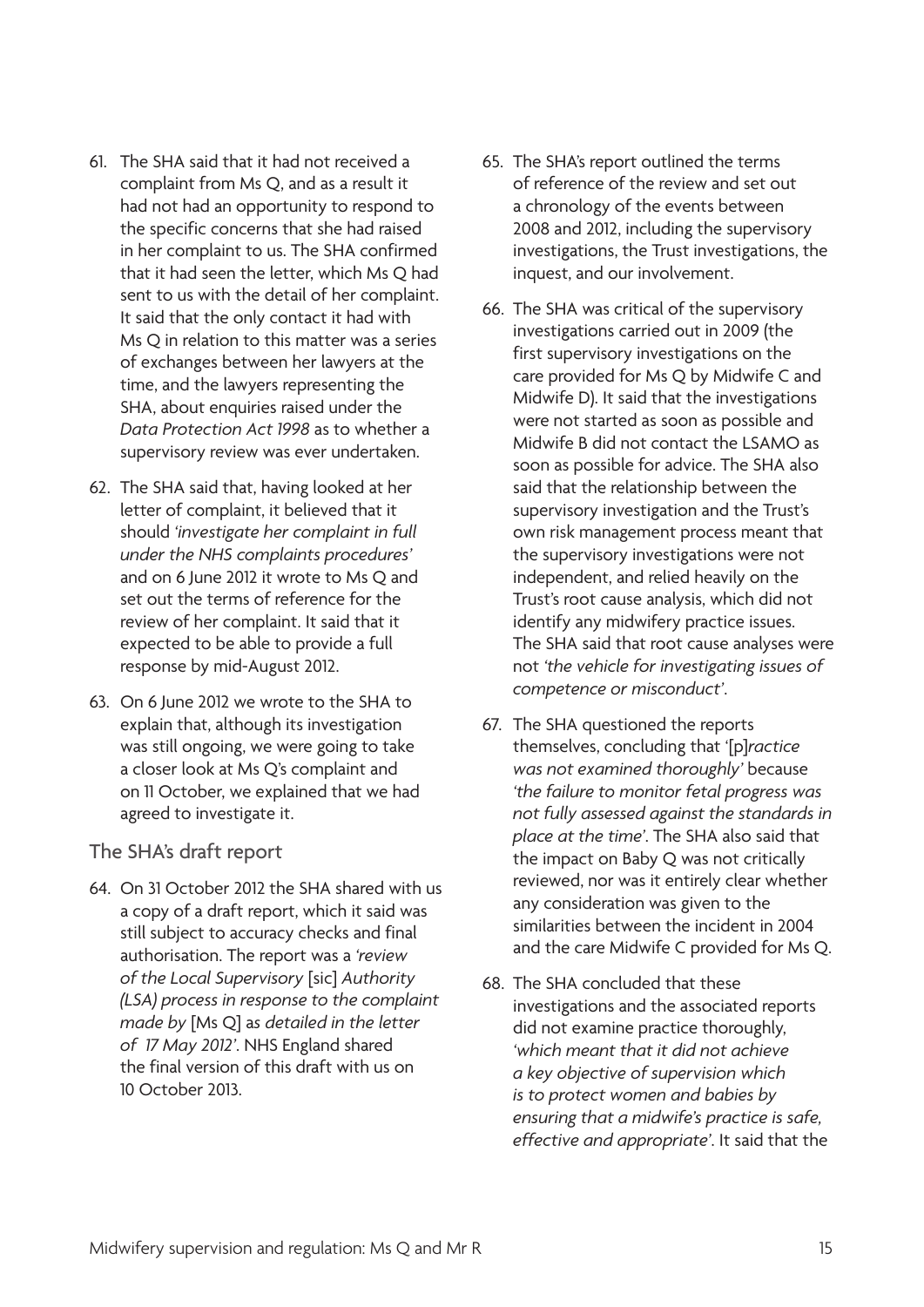61. The SHA said that it had not received a complaint from Ms Q, and as a result it had not had an opportunity to respond to the specific concerns that she had raised in her complaint to us. The SHA confirmed that it had seen the letter, which Ms Q had sent to us with the detail of her complaint. It said that the only contact it had with Ms Q in relation to this matter was a series of exchanges between her lawyers at the time, and the lawyers representing the SHA, about enquiries raised under the *Data Protection Act 1998* as to whether a supervisory review was ever undertaken.

62. The SHA said that, having looked at her letter of complaint, it believed that it should *'investigate her complaint in full under the NHS complaints procedures'* and on 6 June 2012 it wrote to Ms Q and set out the terms of reference for the review of her complaint. It said that it expected to be able to provide a full response by mid-August 2012.

63. On 6 June 2012 we wrote to the SHA to explain that, although its investigation was still ongoing, we were going to take a closer look at Ms Q's complaint and on 11 October, we explained that we had agreed to investigate it.

## The SHA's draft report

64. On 31 October 2012 the SHA shared with us a copy of a draft report, which it said was still subject to accuracy checks and final authorisation. The report was a *'review of the Local Supervisory* [sic] *Authority (LSA) process in response to the complaint made by* [Ms Q] as *detailed in the letter of 17 May 2012'*. NHS England shared the final version of this draft with us on 10 October 2013.

65. The SHA's report outlined the terms of reference of the review and set out a chronology of the events between 2008 and 2012, including the supervisory investigations, the Trust investigations, the inquest, and our involvement.

66. The SHA was critical of the supervisory investigations carried out in 2009 (the first supervisory investigations on the care provided for Ms Q by Midwife C and Midwife D). It said that the investigations were not started as soon as possible and Midwife B did not contact the LSAMO as soon as possible for advice. The SHA also said that the relationship between the supervisory investigation and the Trust's own risk management process meant that the supervisory investigations were not independent, and relied heavily on the Trust's root cause analysis, which did not identify any midwifery practice issues. The SHA said that root cause analyses were not *'the vehicle for investigating issues of competence or misconduct'*.

67. The SHA questioned the reports themselves, concluding that '[p]*ractice was not examined thoroughly'* because *'the failure to monitor fetal progress was not fully assessed against the standards in place at the time'*. The SHA also said that the impact on Baby Q was not critically reviewed, nor was it entirely clear whether any consideration was given to the similarities between the incident in 2004 and the care Midwife C provided for Ms Q.

68. The SHA concluded that these investigations and the associated reports did not examine practice thoroughly, *'which meant that it did not achieve a key objective of supervision which is to protect women and babies by ensuring that a midwife's practice is safe, effective and appropriate'*. It said that the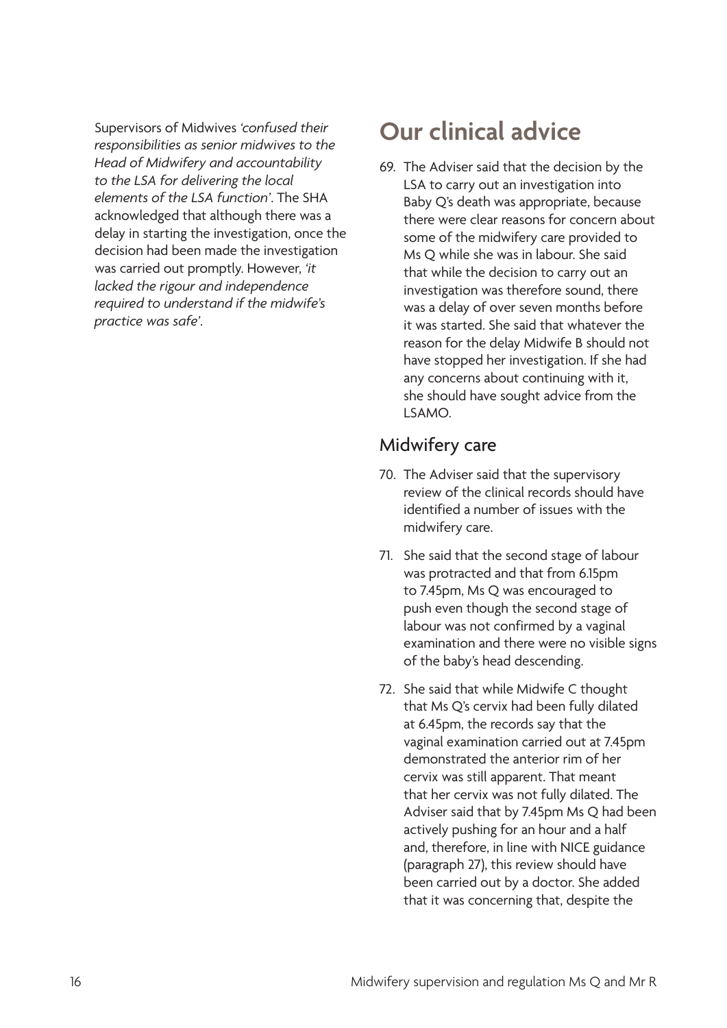Supervisors of Midwives *'confused their responsibilities as senior midwives to the Head of Midwifery and accountability to the LSA for delivering the local elements of the LSA function'*. The SHA acknowledged that although there was a delay in starting the investigation, once the decision had been made the investigation was carried out promptly. However, *'it lacked the rigour and independence required to understand if the midwife's practice was safe'*.

## Our clinical advice

69. The Adviser said that the decision by the LSA to carry out an investigation into Baby Q's death was appropriate, because there were clear reasons for concern about some of the midwifery care provided to Ms Q while she was in labour. She said that while the decision to carry out an investigation was therefore sound, there was a delay of over seven months before it was started. She said that whatever the reason for the delay Midwife B should not have stopped her investigation. If she had any concerns about continuing with it, she should have sought advice from the LSAMO.

### Midwifery care

70. The Adviser said that the supervisory review of the clinical records should have identified a number of issues with the midwifery care.

71. She said that the second stage of labour was protracted and that from 6.15pm to 7.45pm, Ms Q was encouraged to push even though the second stage of labour was not confirmed by a vaginal examination and there were no visible signs of the baby's head descending.

72. She said that while Midwife C thought that Ms Q's cervix had been fully dilated at 6.45pm, the records say that the vaginal examination carried out at 7.45pm demonstrated the anterior rim of her cervix was still apparent. That meant that her cervix was not fully dilated. The Adviser said that by 7.45pm Ms Q had been actively pushing for an hour and a half and, therefore, in line with NICE guidance (paragraph 27), this review should have been carried out by a doctor. She added that it was concerning that, despite the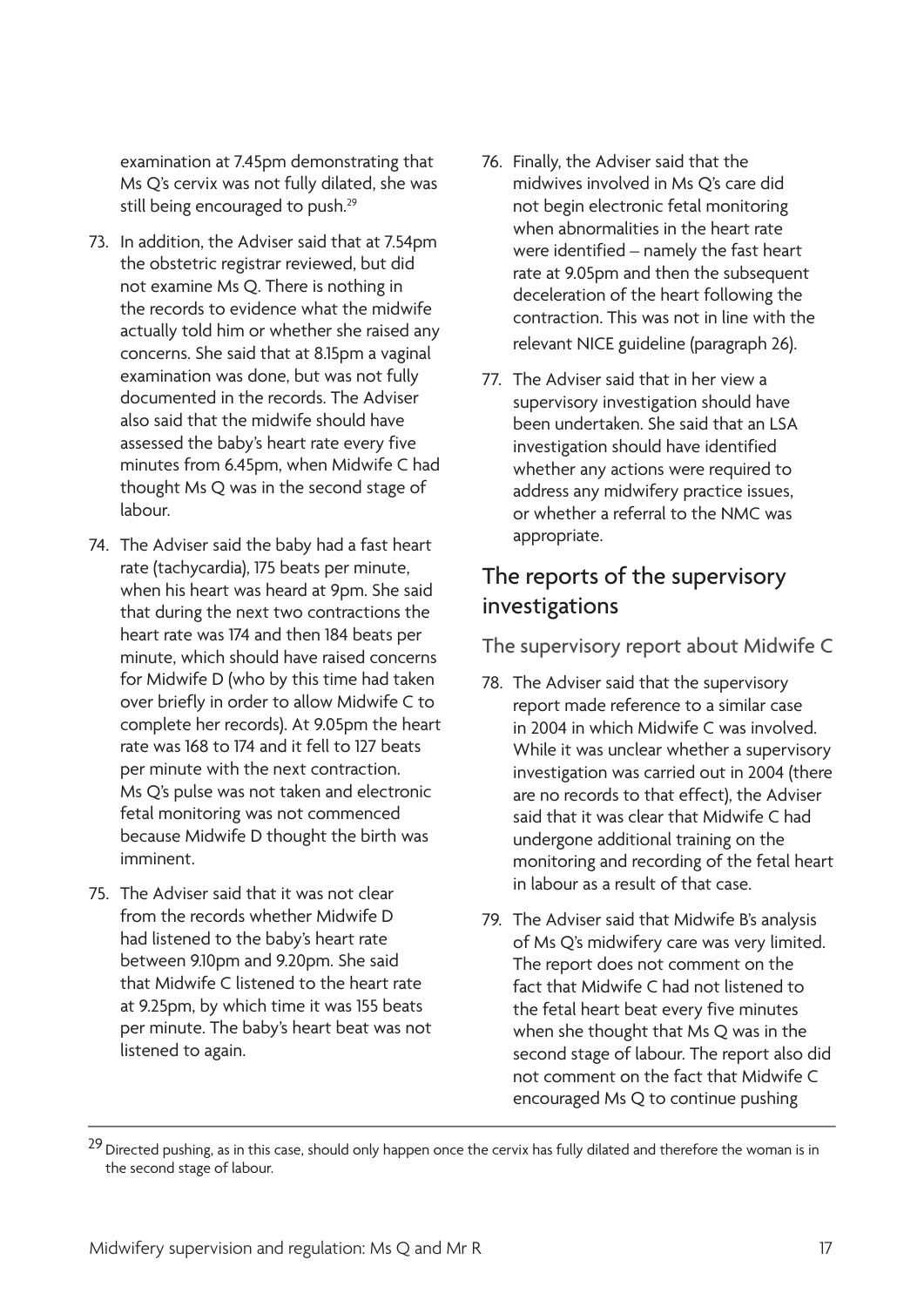examination at 7.45pm demonstrating that Ms Q's cervix was not fully dilated, she was still being encouraged to push.[29]

73. In addition, the Adviser said that at 7.54pm the obstetric registrar reviewed, but did not examine Ms Q. There is nothing in the records to evidence what the midwife actually told him or whether she raised any concerns. She said that at 8.15pm a vaginal examination was done, but was not fully documented in the records. The Adviser also said that the midwife should have assessed the baby's heart rate every five minutes from 6.45pm, when Midwife C had thought Ms Q was in the second stage of labour.

74. The Adviser said the baby had a fast heart rate (tachycardia), 175 beats per minute, when his heart was heard at 9pm. She said that during the next two contractions the heart rate was 174 and then 184 beats per minute, which should have raised concerns for Midwife D (who by this time had taken over briefly in order to allow Midwife C to complete her records). At 9.05pm the heart rate was 168 to 174 and it fell to 127 beats per minute with the next contraction. Ms Q's pulse was not taken and electronic fetal monitoring was not commenced because Midwife D thought the birth was imminent.

75. The Adviser said that it was not clear from the records whether Midwife D had listened to the baby's heart rate between 9.10pm and 9.20pm. She said that Midwife C listened to the heart rate at 9.25pm, by which time it was 155 beats per minute. The baby's heart beat was not listened to again.

76. Finally, the Adviser said that the midwives involved in Ms Q's care did not begin electronic fetal monitoring when abnormalities in the heart rate were identified – namely the fast heart rate at 9.05pm and then the subsequent deceleration of the heart following the contraction. This was not in line with the relevant NICE guideline (paragraph 26).

77. The Adviser said that in her view a supervisory investigation should have been undertaken. She said that an LSA investigation should have identified whether any actions were required to address any midwifery practice issues, or whether a referral to the NMC was appropriate.

## The reports of the supervisory investigations

### The supervisory report about Midwife C

78. The Adviser said that the supervisory report made reference to a similar case in 2004 in which Midwife C was involved. While it was unclear whether a supervisory investigation was carried out in 2004 (there are no records to that effect), the Adviser said that it was clear that Midwife C had undergone additional training on the monitoring and recording of the fetal heart in labour as a result of that case.

79. The Adviser said that Midwife B's analysis of Ms Q's midwifery care was very limited. The report does not comment on the fact that Midwife C had not listened to the fetal heart beat every five minutes when she thought that Ms Q was in the second stage of labour. The report also did not comment on the fact that Midwife C encouraged Ms Q to continue pushing

[29] Directed pushing, as in this case, should only happen once the cervix has fully dilated and therefore the woman is in the second stage of labour.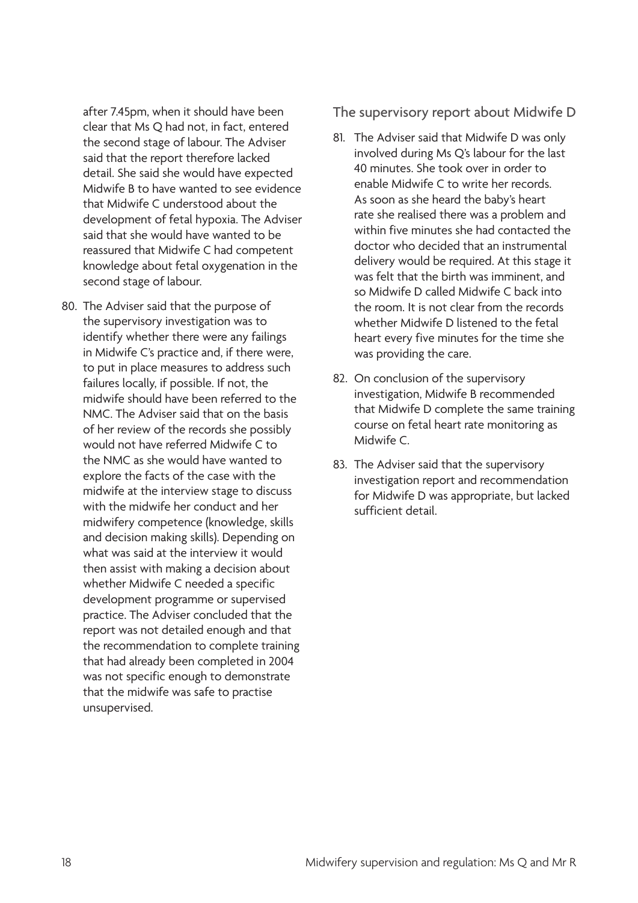after 7.45pm, when it should have been clear that Ms Q had not, in fact, entered the second stage of labour. The Adviser said that the report therefore lacked detail. She said she would have expected Midwife B to have wanted to see evidence that Midwife C understood about the development of fetal hypoxia. The Adviser said that she would have wanted to be reassured that Midwife C had competent knowledge about fetal oxygenation in the second stage of labour.

80. The Adviser said that the purpose of the supervisory investigation was to identify whether there were any failings in Midwife C's practice and, if there were, to put in place measures to address such failures locally, if possible. If not, the midwife should have been referred to the NMC. The Adviser said that on the basis of her review of the records she possibly would not have referred Midwife C to the NMC as she would have wanted to explore the facts of the case with the midwife at the interview stage to discuss with the midwife her conduct and her midwifery competence (knowledge, skills and decision making skills). Depending on what was said at the interview it would then assist with making a decision about whether Midwife C needed a specific development programme or supervised practice. The Adviser concluded that the report was not detailed enough and that the recommendation to complete training that had already been completed in 2004 was not specific enough to demonstrate that the midwife was safe to practise unsupervised.

## The supervisory report about Midwife D

81. The Adviser said that Midwife D was only involved during Ms Q's labour for the last 40 minutes. She took over in order to enable Midwife C to write her records. As soon as she heard the baby's heart rate she realised there was a problem and within five minutes she had contacted the doctor who decided that an instrumental delivery would be required. At this stage it was felt that the birth was imminent, and so Midwife D called Midwife C back into the room. It is not clear from the records whether Midwife D listened to the fetal heart every five minutes for the time she was providing the care.

82. On conclusion of the supervisory investigation, Midwife B recommended that Midwife D complete the same training course on fetal heart rate monitoring as Midwife C.

83. The Adviser said that the supervisory investigation report and recommendation for Midwife D was appropriate, but lacked sufficient detail.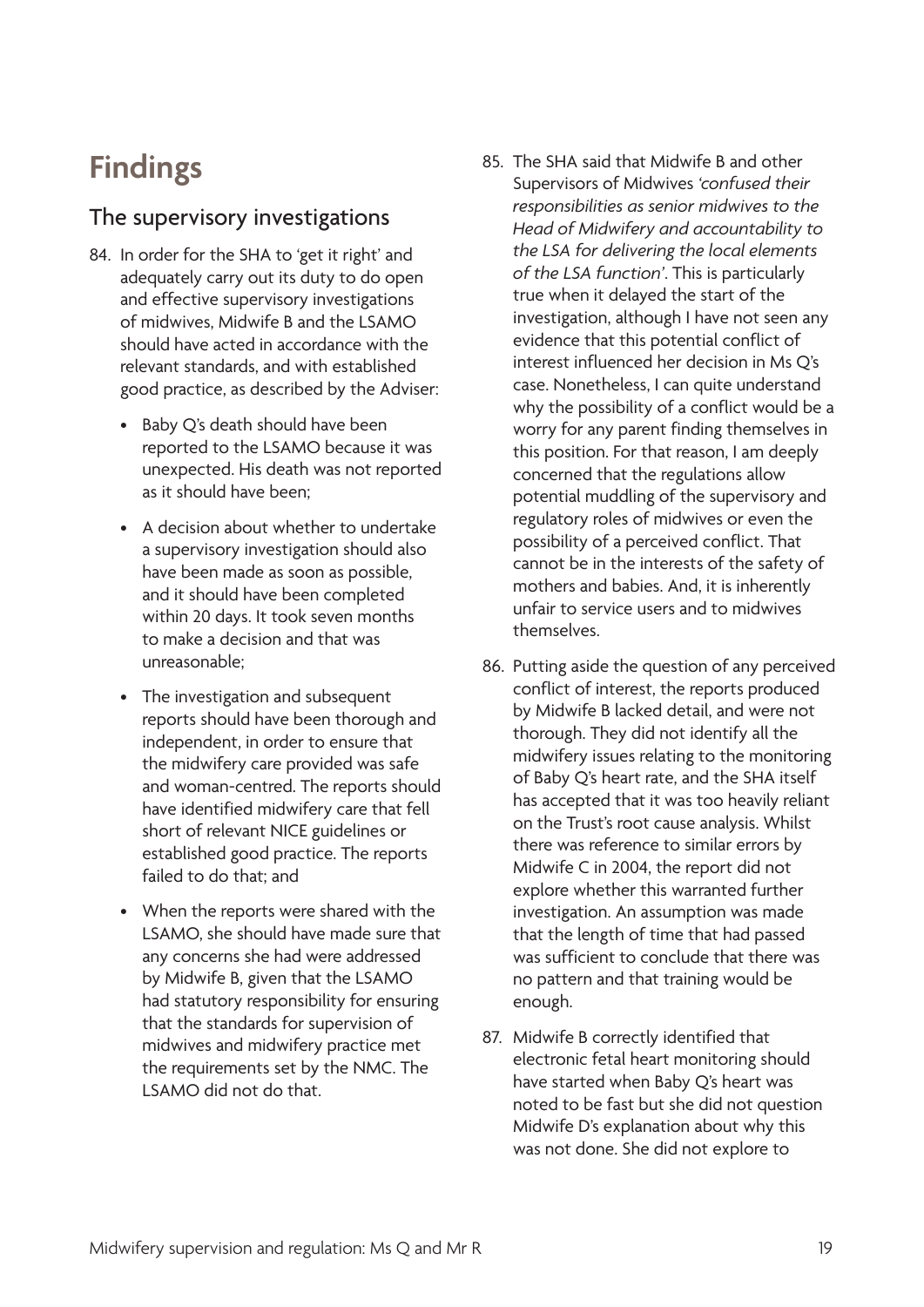# Findings

## The supervisory investigations

84. In order for the SHA to 'get it right' and adequately carry out its duty to do open and effective supervisory investigations of midwives, Midwife B and the LSAMO should have acted in accordance with the relevant standards, and with established good practice, as described by the Adviser:

    - Baby Q's death should have been reported to the LSAMO because it was unexpected. His death was not reported as it should have been;
    - A decision about whether to undertake a supervisory investigation should also have been made as soon as possible, and it should have been completed within 20 days. It took seven months to make a decision and that was unreasonable;
    - The investigation and subsequent reports should have been thorough and independent, in order to ensure that the midwifery care provided was safe and woman-centred. The reports should have identified midwifery care that fell short of relevant NICE guidelines or established good practice. The reports failed to do that; and
    - When the reports were shared with the LSAMO, she should have made sure that any concerns she had were addressed by Midwife B, given that the LSAMO had statutory responsibility for ensuring that the standards for supervision of midwives and midwifery practice met the requirements set by the NMC. The LSAMO did not do that.

85. The SHA said that Midwife B and other Supervisors of Midwives *'confused their responsibilities as senior midwives to the Head of Midwifery and accountability to the LSA for delivering the local elements of the LSA function'*. This is particularly true when it delayed the start of the investigation, although I have not seen any evidence that this potential conflict of interest influenced her decision in Ms Q's case. Nonetheless, I can quite understand why the possibility of a conflict would be a worry for any parent finding themselves in this position. For that reason, I am deeply concerned that the regulations allow potential muddling of the supervisory and regulatory roles of midwives or even the possibility of a perceived conflict. That cannot be in the interests of the safety of mothers and babies. And, it is inherently unfair to service users and to midwives themselves.

86. Putting aside the question of any perceived conflict of interest, the reports produced by Midwife B lacked detail, and were not thorough. They did not identify all the midwifery issues relating to the monitoring of Baby Q's heart rate, and the SHA itself has accepted that it was too heavily reliant on the Trust's root cause analysis. Whilst there was reference to similar errors by Midwife C in 2004, the report did not explore whether this warranted further investigation. An assumption was made that the length of time that had passed was sufficient to conclude that there was no pattern and that training would be enough.

87. Midwife B correctly identified that electronic fetal heart monitoring should have started when Baby Q's heart was noted to be fast but she did not question Midwife D's explanation about why this was not done. She did not explore to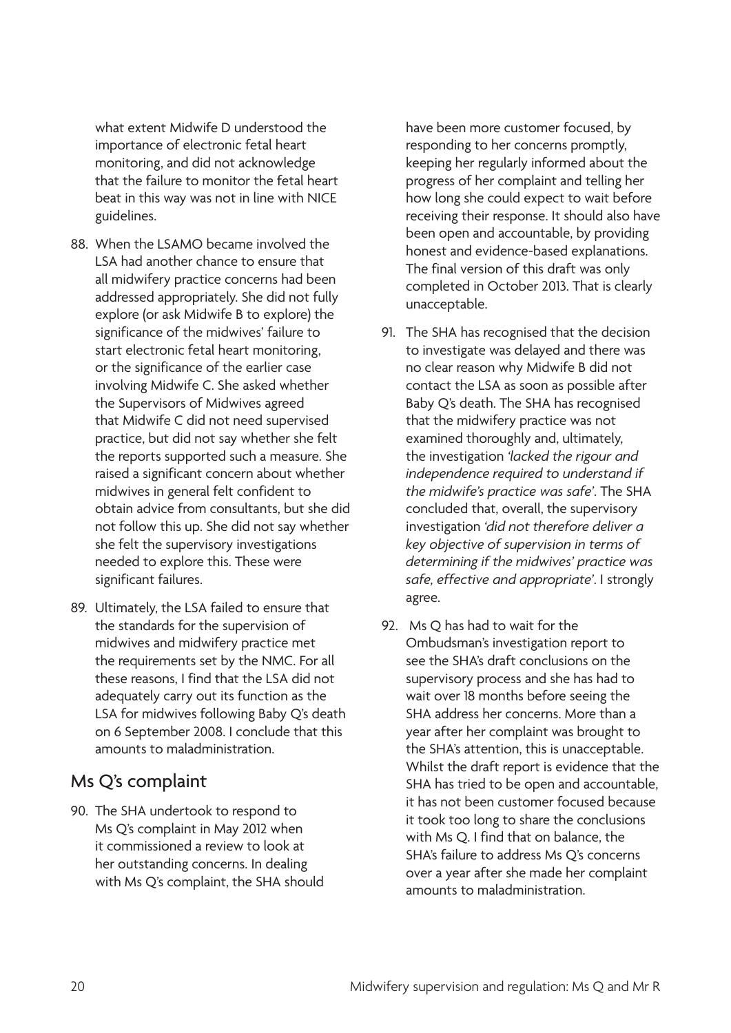what extent Midwife D understood the importance of electronic fetal heart monitoring, and did not acknowledge that the failure to monitor the fetal heart beat in this way was not in line with NICE guidelines.

88. When the LSAMO became involved the LSA had another chance to ensure that all midwifery practice concerns had been addressed appropriately. She did not fully explore (or ask Midwife B to explore) the significance of the midwives' failure to start electronic fetal heart monitoring, or the significance of the earlier case involving Midwife C. She asked whether the Supervisors of Midwives agreed that Midwife C did not need supervised practice, but did not say whether she felt the reports supported such a measure. She raised a significant concern about whether midwives in general felt confident to obtain advice from consultants, but she did not follow this up. She did not say whether she felt the supervisory investigations needed to explore this. These were significant failures.

89. Ultimately, the LSA failed to ensure that the standards for the supervision of midwives and midwifery practice met the requirements set by the NMC. For all these reasons, I find that the LSA did not adequately carry out its function as the LSA for midwives following Baby Q's death on 6 September 2008. I conclude that this amounts to maladministration.

## Ms Q's complaint

90. The SHA undertook to respond to Ms Q's complaint in May 2012 when it commissioned a review to look at her outstanding concerns. In dealing with Ms Q's complaint, the SHA should have been more customer focused, by responding to her concerns promptly, keeping her regularly informed about the progress of her complaint and telling her how long she could expect to wait before receiving their response. It should also have been open and accountable, by providing honest and evidence-based explanations. The final version of this draft was only completed in October 2013. That is clearly unacceptable.

91. The SHA has recognised that the decision to investigate was delayed and there was no clear reason why Midwife B did not contact the LSA as soon as possible after Baby Q's death. The SHA has recognised that the midwifery practice was not examined thoroughly and, ultimately, the investigation *'lacked the rigour and independence required to understand if the midwife's practice was safe'*. The SHA concluded that, overall, the supervisory investigation *'did not therefore deliver a key objective of supervision in terms of determining if the midwives' practice was safe, effective and appropriate'*. I strongly agree.

92. Ms Q has had to wait for the Ombudsman's investigation report to see the SHA's draft conclusions on the supervisory process and she has had to wait over 18 months before seeing the SHA address her concerns. More than a year after her complaint was brought to the SHA's attention, this is unacceptable. Whilst the draft report is evidence that the SHA has tried to be open and accountable, it has not been customer focused because it took too long to share the conclusions with Ms Q. I find that on balance, the SHA's failure to address Ms Q's concerns over a year after she made her complaint amounts to maladministration.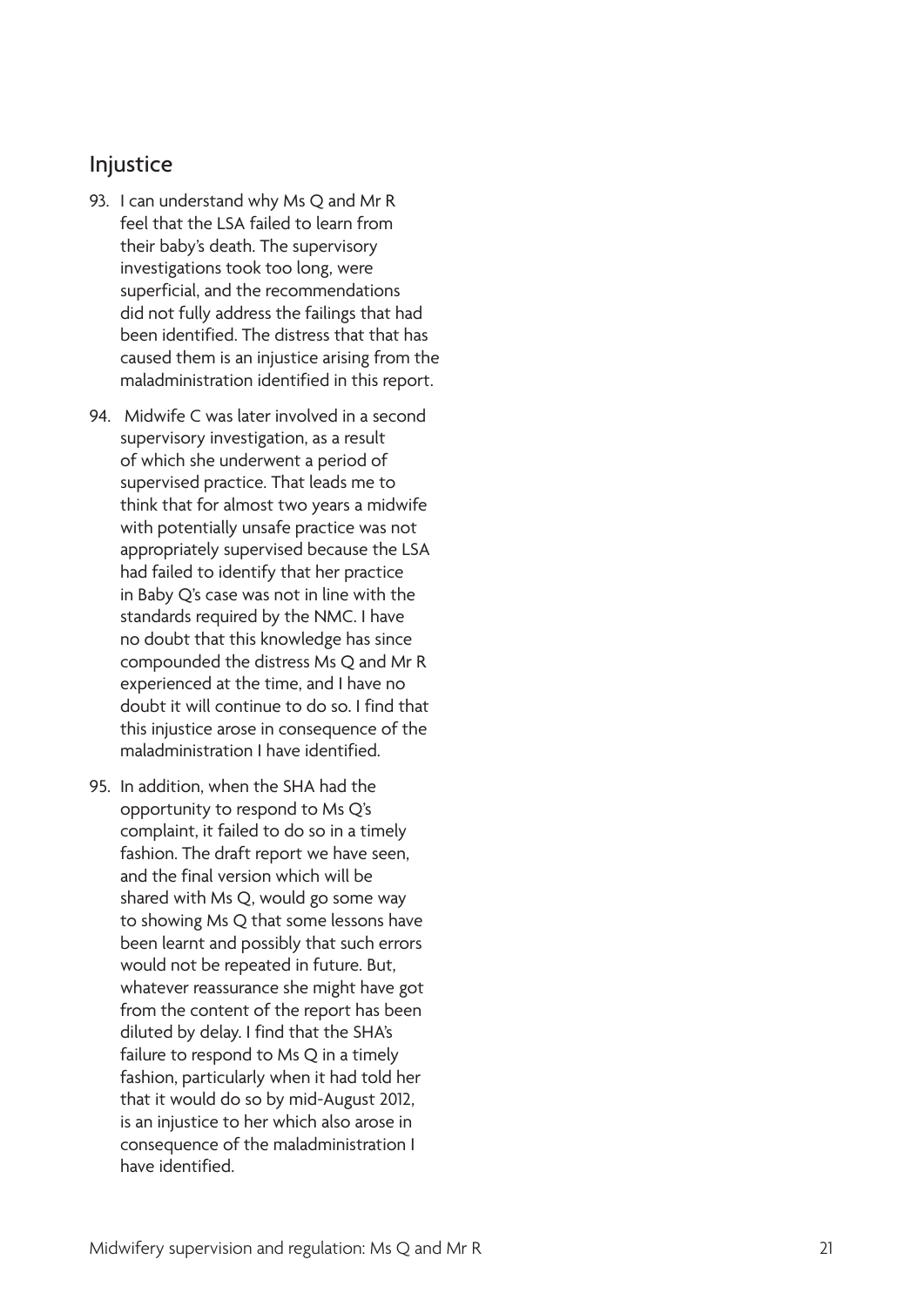## Injustice

93. I can understand why Ms Q and Mr R feel that the LSA failed to learn from their baby's death. The supervisory investigations took too long, were superficial, and the recommendations did not fully address the failings that had been identified. The distress that that has caused them is an injustice arising from the maladministration identified in this report.

94. Midwife C was later involved in a second supervisory investigation, as a result of which she underwent a period of supervised practice. That leads me to think that for almost two years a midwife with potentially unsafe practice was not appropriately supervised because the LSA had failed to identify that her practice in Baby Q's case was not in line with the standards required by the NMC. I have no doubt that this knowledge has since compounded the distress Ms Q and Mr R experienced at the time, and I have no doubt it will continue to do so. I find that this injustice arose in consequence of the maladministration I have identified.

95. In addition, when the SHA had the opportunity to respond to Ms Q's complaint, it failed to do so in a timely fashion. The draft report we have seen, and the final version which will be shared with Ms Q, would go some way to showing Ms Q that some lessons have been learnt and possibly that such errors would not be repeated in future. But, whatever reassurance she might have got from the content of the report has been diluted by delay. I find that the SHA's failure to respond to Ms Q in a timely fashion, particularly when it had told her that it would do so by mid-August 2012, is an injustice to her which also arose in consequence of the maladministration I have identified.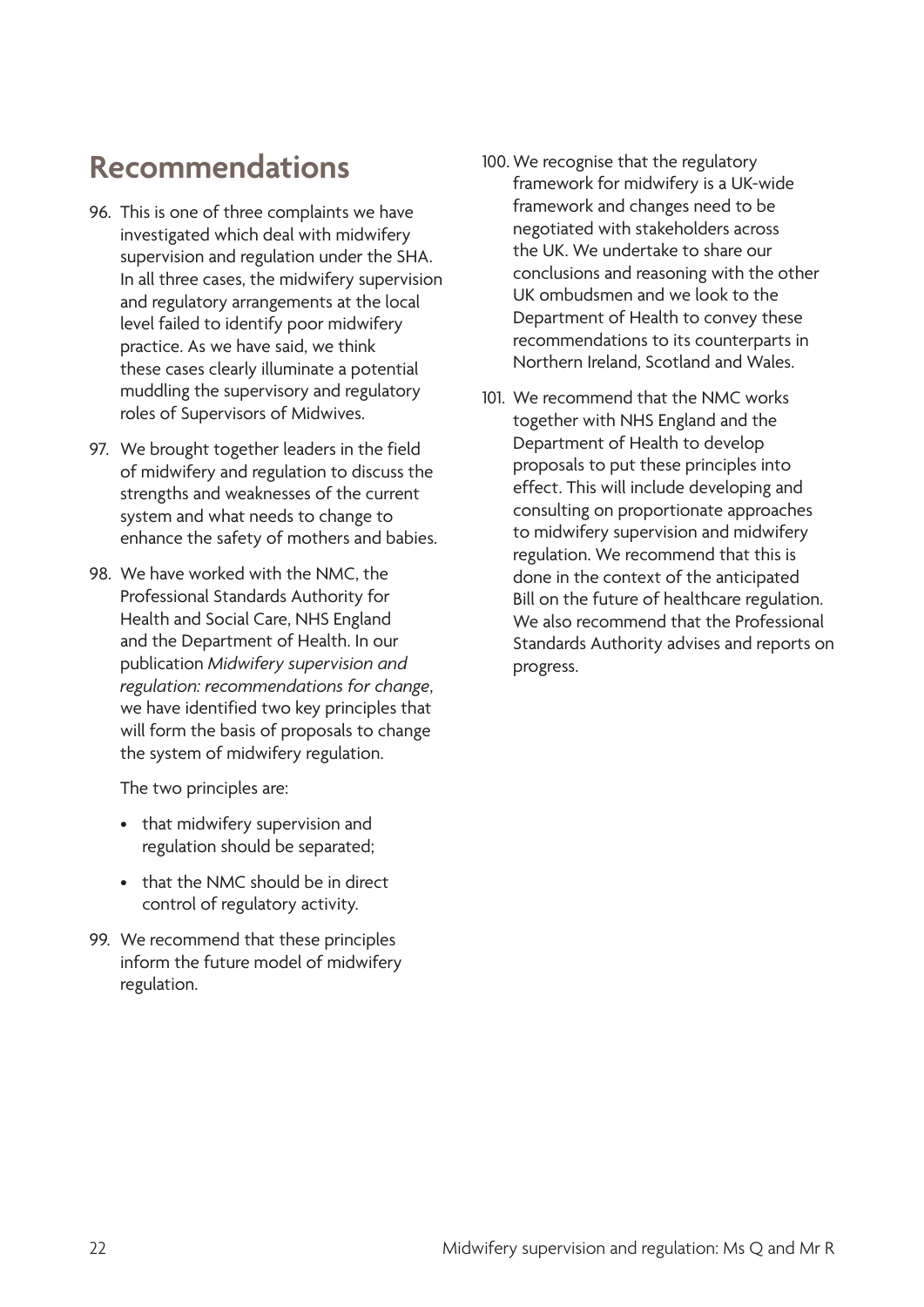## Recommendations

96. This is one of three complaints we have investigated which deal with midwifery supervision and regulation under the SHA. In all three cases, the midwifery supervision and regulatory arrangements at the local level failed to identify poor midwifery practice. As we have said, we think these cases clearly illuminate a potential muddling the supervisory and regulatory roles of Supervisors of Midwives.

97. We brought together leaders in the field of midwifery and regulation to discuss the strengths and weaknesses of the current system and what needs to change to enhance the safety of mothers and babies.

98. We have worked with the NMC, the Professional Standards Authority for Health and Social Care, NHS England and the Department of Health. In our publication *Midwifery supervision and regulation: recommendations for change*, we have identified two key principles that will form the basis of proposals to change the system of midwifery regulation.

    The two principles are:

    - that midwifery supervision and regulation should be separated;
    - that the NMC should be in direct control of regulatory activity.

99. We recommend that these principles inform the future model of midwifery regulation.

100. We recognise that the regulatory framework for midwifery is a UK-wide framework and changes need to be negotiated with stakeholders across the UK. We undertake to share our conclusions and reasoning with the other UK ombudsmen and we look to the Department of Health to convey these recommendations to its counterparts in Northern Ireland, Scotland and Wales.

101. We recommend that the NMC works together with NHS England and the Department of Health to develop proposals to put these principles into effect. This will include developing and consulting on proportionate approaches to midwifery supervision and midwifery regulation. We recommend that this is done in the context of the anticipated Bill on the future of healthcare regulation. We also recommend that the Professional Standards Authority advises and reports on progress.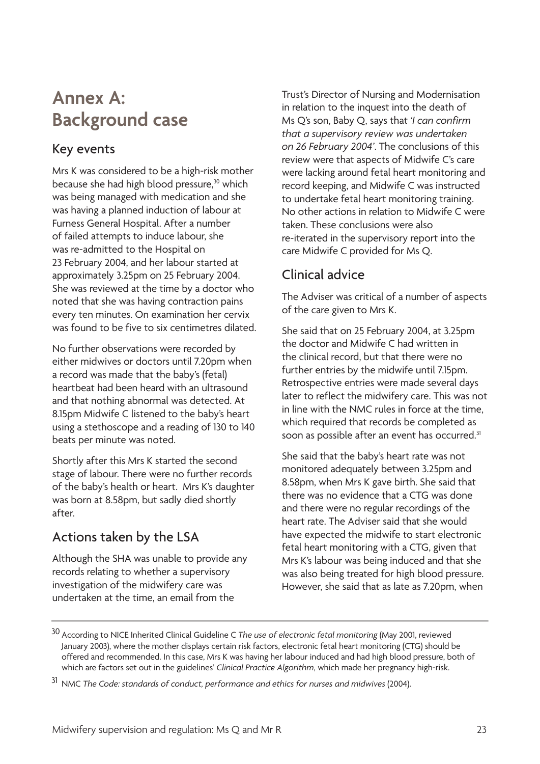# Annex A: Background case

## Key events

Mrs K was considered to be a high-risk mother because she had high blood pressure,[30] which was being managed with medication and she was having a planned induction of labour at Furness General Hospital. After a number of failed attempts to induce labour, she was re-admitted to the Hospital on 23 February 2004, and her labour started at approximately 3.25pm on 25 February 2004. She was reviewed at the time by a doctor who noted that she was having contraction pains every ten minutes. On examination her cervix was found to be five to six centimetres dilated.

No further observations were recorded by either midwives or doctors until 7.20pm when a record was made that the baby's (fetal) heartbeat had been heard with an ultrasound and that nothing abnormal was detected. At 8.15pm Midwife C listened to the baby's heart using a stethoscope and a reading of 130 to 140 beats per minute was noted.

Shortly after this Mrs K started the second stage of labour. There were no further records of the baby's health or heart. Mrs K's daughter was born at 8.58pm, but sadly died shortly after.

## Actions taken by the LSA

Although the SHA was unable to provide any records relating to whether a supervisory investigation of the midwifery care was undertaken at the time, an email from the Trust's Director of Nursing and Modernisation in relation to the inquest into the death of Ms Q's son, Baby Q, says that *'I can confirm that a supervisory review was undertaken on 26 February 2004'*. The conclusions of this review were that aspects of Midwife C's care were lacking around fetal heart monitoring and record keeping, and Midwife C was instructed to undertake fetal heart monitoring training. No other actions in relation to Midwife C were taken. These conclusions were also re-iterated in the supervisory report into the care Midwife C provided for Ms Q.

## Clinical advice

The Adviser was critical of a number of aspects of the care given to Mrs K.

She said that on 25 February 2004, at 3.25pm the doctor and Midwife C had written in the clinical record, but that there were no further entries by the midwife until 7.15pm. Retrospective entries were made several days later to reflect the midwifery care. This was not in line with the NMC rules in force at the time, which required that records be completed as soon as possible after an event has occurred.[31]

She said that the baby's heart rate was not monitored adequately between 3.25pm and 8.58pm, when Mrs K gave birth. She said that there was no evidence that a CTG was done and there were no regular recordings of the heart rate. The Adviser said that she would have expected the midwife to start electronic fetal heart monitoring with a CTG, given that Mrs K's labour was being induced and that she was also being treated for high blood pressure. However, she said that as late as 7.20pm, when

---

[30] According to NICE Inherited Clinical Guideline C *The use of electronic fetal monitoring* (May 2001, reviewed January 2003), where the mother displays certain risk factors, electronic fetal heart monitoring (CTG) should be offered and recommended. In this case, Mrs K was having her labour induced and had high blood pressure, both of which are factors set out in the guidelines' *Clinical Practice Algorithm*, which made her pregnancy high-risk.

[31] NMC *The Code: standards of conduct, performance and ethics for nurses and midwives* (2004).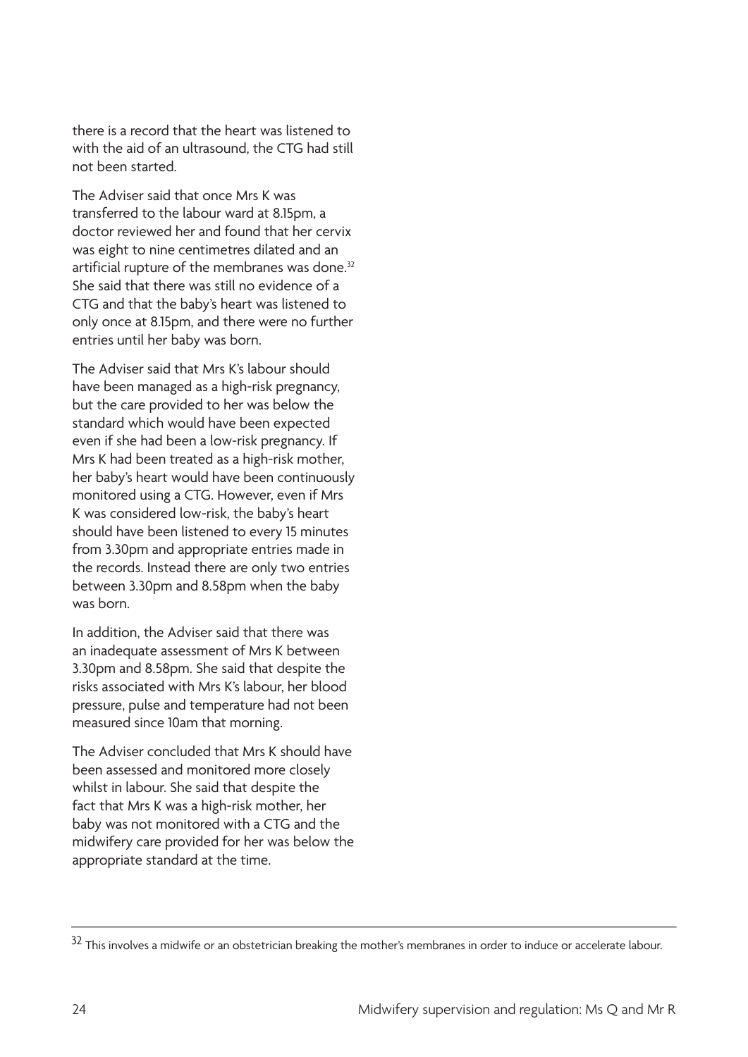there is a record that the heart was listened to with the aid of an ultrasound, the CTG had still not been started.

The Adviser said that once Mrs K was transferred to the labour ward at 8.15pm, a doctor reviewed her and found that her cervix was eight to nine centimetres dilated and an artificial rupture of the membranes was done.[32] She said that there was still no evidence of a CTG and that the baby's heart was listened to only once at 8.15pm, and there were no further entries until her baby was born.

The Adviser said that Mrs K's labour should have been managed as a high-risk pregnancy, but the care provided to her was below the standard which would have been expected even if she had been a low-risk pregnancy. If Mrs K had been treated as a high-risk mother, her baby's heart would have been continuously monitored using a CTG. However, even if Mrs K was considered low-risk, the baby's heart should have been listened to every 15 minutes from 3.30pm and appropriate entries made in the records. Instead there are only two entries between 3.30pm and 8.58pm when the baby was born.

In addition, the Adviser said that there was an inadequate assessment of Mrs K between 3.30pm and 8.58pm. She said that despite the risks associated with Mrs K's labour, her blood pressure, pulse and temperature had not been measured since 10am that morning.

The Adviser concluded that Mrs K should have been assessed and monitored more closely whilst in labour. She said that despite the fact that Mrs K was a high-risk mother, her baby was not monitored with a CTG and the midwifery care provided for her was below the appropriate standard at the time.

---

[32] This involves a midwife or an obstetrician breaking the mother's membranes in order to induce or accelerate labour.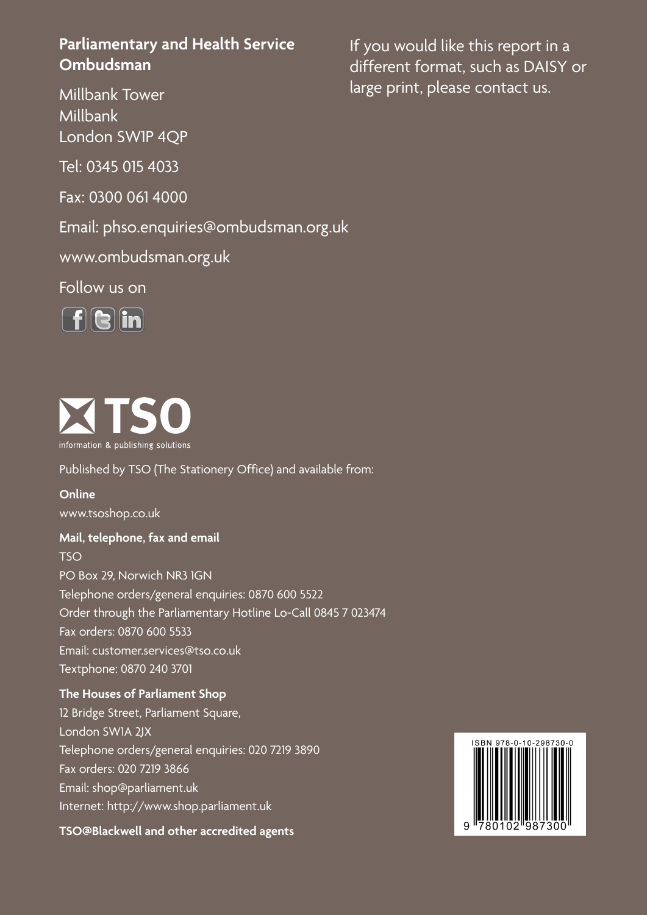**Parliamentary and Health Service Ombudsman**

Millbank Tower
Millbank
London SW1P 4QP

Tel: 0345 015 4033

Fax: 0300 061 4000

Email: phso.enquiries@ombudsman.org.uk

www.ombudsman.org.uk

Follow us on

If you would like this report in a different format, such as DAISY or large print, please contact us.

TSO
information & publishing solutions

Published by TSO (The Stationery Office) and available from:

**Online**
www.tsoshop.co.uk

**Mail, telephone, fax and email**
TSO
PO Box 29, Norwich NR3 1GN
Telephone orders/general enquiries: 0870 600 5522
Order through the Parliamentary Hotline Lo-Call 0845 7 023474
Fax orders: 0870 600 5533
Email: customer.services@tso.co.uk
Textphone: 0870 240 3701

**The Houses of Parliament Shop**
12 Bridge Street, Parliament Square,
London SW1A 2JX
Telephone orders/general enquiries: 020 7219 3890
Fax orders: 020 7219 3866
Email: shop@parliament.uk
Internet: http://www.shop.parliament.uk

**TSO@Blackwell and other accredited agents**

ISBN 978-0-10-298730-0

9 780102 987300